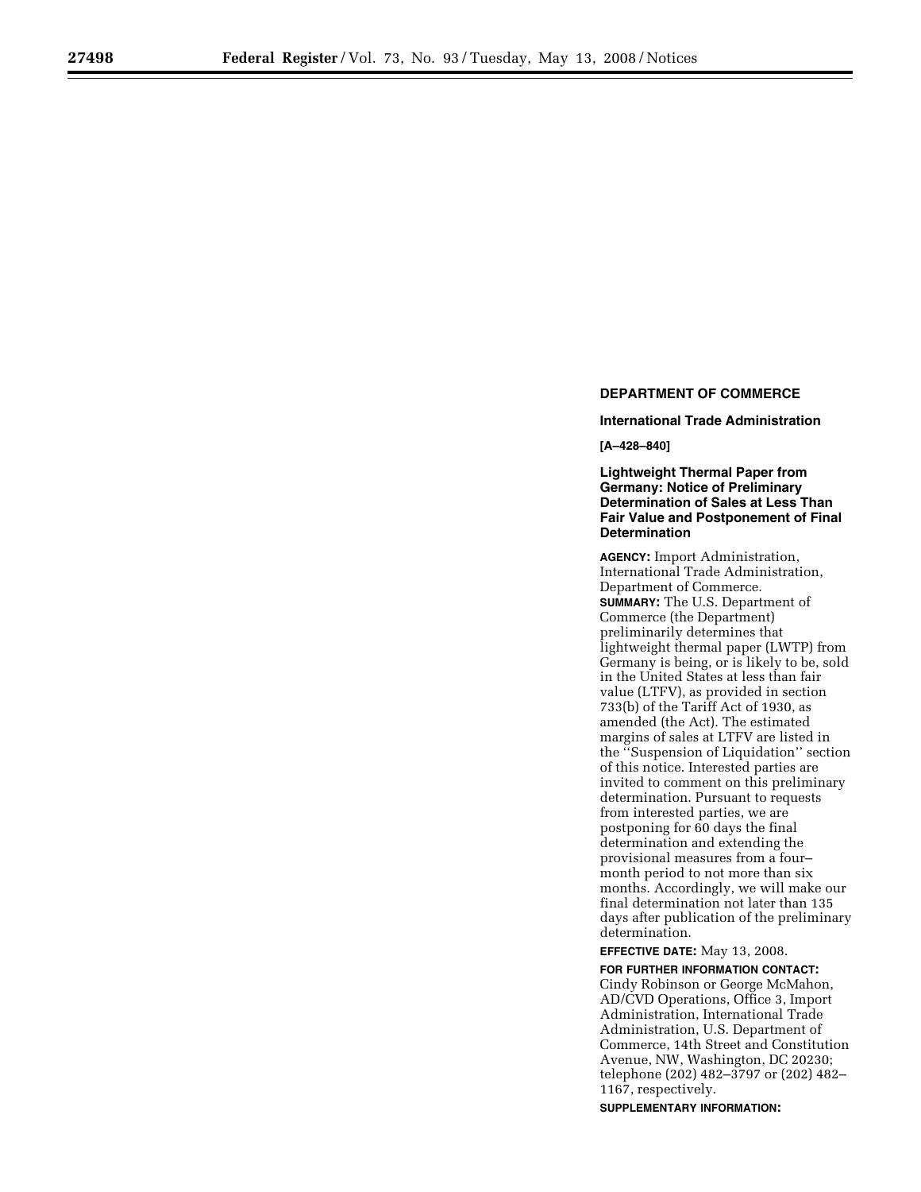**DEPARTMENT OF COMMERCE**

**International Trade Administration**

**[A–428–840]**

## Lightweight Thermal Paper from Germany: Notice of Preliminary Determination of Sales at Less Than Fair Value and Postponement of Final Determination

**AGENCY:** Import Administration, International Trade Administration, Department of Commerce.

**SUMMARY:** The U.S. Department of Commerce (the Department) preliminarily determines that lightweight thermal paper (LWTP) from Germany is being, or is likely to be, sold in the United States at less than fair value (LTFV), as provided in section 733(b) of the Tariff Act of 1930, as amended (the Act). The estimated margins of sales at LTFV are listed in the ''Suspension of Liquidation'' section of this notice. Interested parties are invited to comment on this preliminary determination. Pursuant to requests from interested parties, we are postponing for 60 days the final determination and extending the provisional measures from a four–month period to not more than six months. Accordingly, we will make our final determination not later than 135 days after publication of the preliminary determination.

**EFFECTIVE DATE:** May 13, 2008.

**FOR FURTHER INFORMATION CONTACT:** Cindy Robinson or George McMahon, AD/CVD Operations, Office 3, Import Administration, International Trade Administration, U.S. Department of Commerce, 14th Street and Constitution Avenue, NW, Washington, DC 20230; telephone (202) 482–3797 or (202) 482–1167, respectively.

**SUPPLEMENTARY INFORMATION:**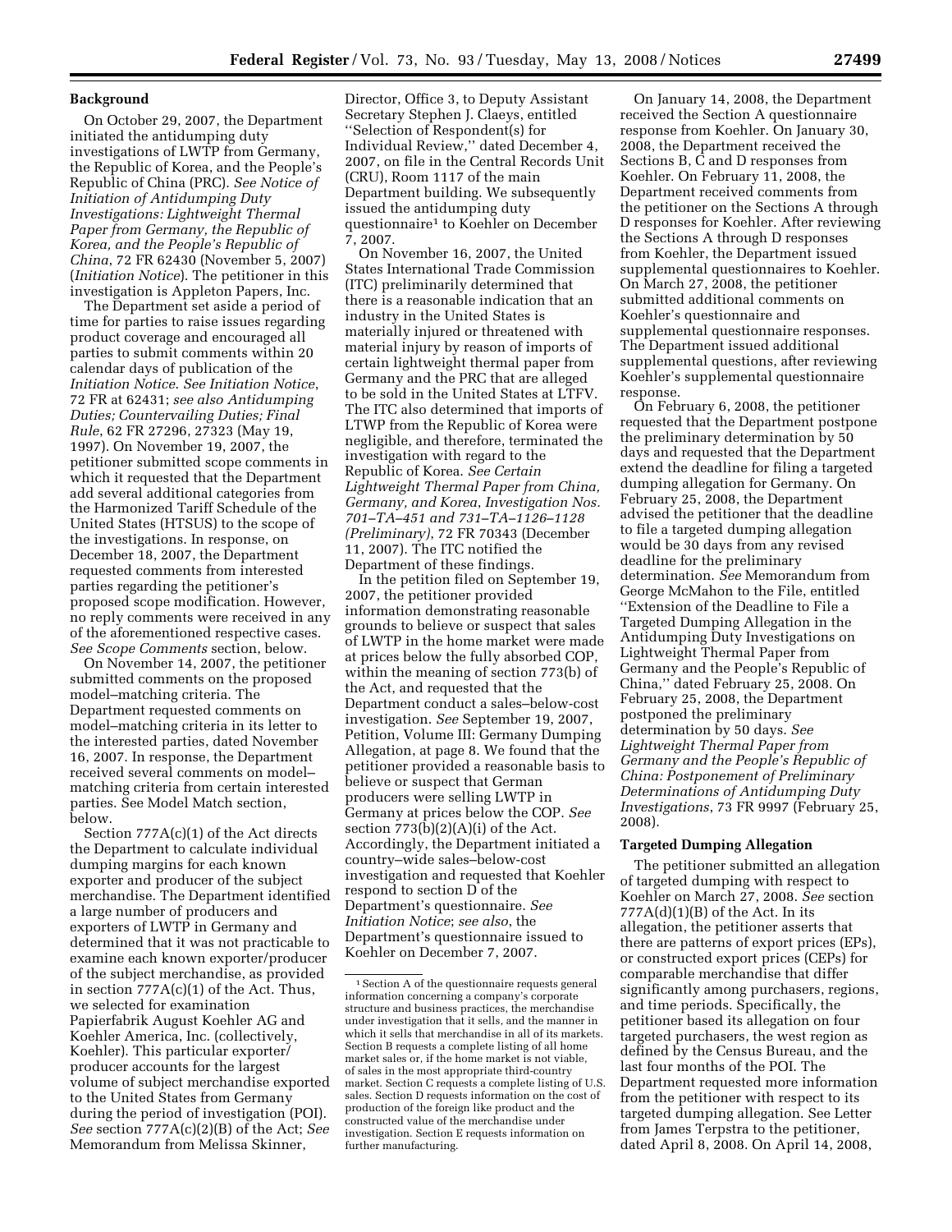## Background

On October 29, 2007, the Department initiated the antidumping duty investigations of LWTP from Germany, the Republic of Korea, and the People's Republic of China (PRC). *See Notice of Initiation of Antidumping Duty Investigations: Lightweight Thermal Paper from Germany, the Republic of Korea, and the People's Republic of China*, 72 FR 62430 (November 5, 2007) (*Initiation Notice*). The petitioner in this investigation is Appleton Papers, Inc.

The Department set aside a period of time for parties to raise issues regarding product coverage and encouraged all parties to submit comments within 20 calendar days of publication of the *Initiation Notice*. *See Initiation Notice*, 72 FR at 62431; *see also Antidumping Duties; Countervailing Duties; Final Rule*, 62 FR 27296, 27323 (May 19, 1997). On November 19, 2007, the petitioner submitted scope comments in which it requested that the Department add several additional categories from the Harmonized Tariff Schedule of the United States (HTSUS) to the scope of the investigations. In response, on December 18, 2007, the Department requested comments from interested parties regarding the petitioner's proposed scope modification. However, no reply comments were received in any of the aforementioned respective cases. *See Scope Comments* section, below.

On November 14, 2007, the petitioner submitted comments on the proposed model–matching criteria. The Department requested comments on model–matching criteria in its letter to the interested parties, dated November 16, 2007. In response, the Department received several comments on model–matching criteria from certain interested parties. See Model Match section, below.

Section 777A(c)(1) of the Act directs the Department to calculate individual dumping margins for each known exporter and producer of the subject merchandise. The Department identified a large number of producers and exporters of LWTP in Germany and determined that it was not practicable to examine each known exporter/producer of the subject merchandise, as provided in section 777A(c)(1) of the Act. Thus, we selected for examination Papierfabrik August Koehler AG and Koehler America, Inc. (collectively, Koehler). This particular exporter/producer accounts for the largest volume of subject merchandise exported to the United States from Germany during the period of investigation (POI). *See* section 777A(c)(2)(B) of the Act; *See* Memorandum from Melissa Skinner, Director, Office 3, to Deputy Assistant Secretary Stephen J. Claeys, entitled "Selection of Respondent(s) for Individual Review," dated December 4, 2007, on file in the Central Records Unit (CRU), Room 1117 of the main Department building. We subsequently issued the antidumping duty questionnaire[1] to Koehler on December 7, 2007.

On November 16, 2007, the United States International Trade Commission (ITC) preliminarily determined that there is a reasonable indication that an industry in the United States is materially injured or threatened with material injury by reason of imports of certain lightweight thermal paper from Germany and the PRC that are alleged to be sold in the United States at LTFV. The ITC also determined that imports of LTWP from the Republic of Korea were negligible, and therefore, terminated the investigation with regard to the Republic of Korea. *See Certain Lightweight Thermal Paper from China, Germany, and Korea, Investigation Nos. 701–TA–451 and 731–TA–1126–1128 (Preliminary)*, 72 FR 70343 (December 11, 2007). The ITC notified the Department of these findings.

In the petition filed on September 19, 2007, the petitioner provided information demonstrating reasonable grounds to believe or suspect that sales of LWTP in the home market were made at prices below the fully absorbed COP, within the meaning of section 773(b) of the Act, and requested that the Department conduct a sales–below-cost investigation. *See* September 19, 2007, Petition, Volume III: Germany Dumping Allegation, at page 8. We found that the petitioner provided a reasonable basis to believe or suspect that German producers were selling LWTP in Germany at prices below the COP. *See* section 773(b)(2)(A)(i) of the Act. Accordingly, the Department initiated a country–wide sales–below-cost investigation and requested that Koehler respond to section D of the Department's questionnaire. *See Initiation Notice*; *see also*, the Department's questionnaire issued to Koehler on December 7, 2007.

On January 14, 2008, the Department received the Section A questionnaire response from Koehler. On January 30, 2008, the Department received the Sections B, C and D responses from Koehler. On February 11, 2008, the Department received comments from the petitioner on the Sections A through D responses for Koehler. After reviewing the Sections A through D responses from Koehler, the Department issued supplemental questionnaires to Koehler. On March 27, 2008, the petitioner submitted additional comments on Koehler's questionnaire and supplemental questionnaire responses. The Department issued additional supplemental questions, after reviewing Koehler's supplemental questionnaire response.

On February 6, 2008, the petitioner requested that the Department postpone the preliminary determination by 50 days and requested that the Department extend the deadline for filing a targeted dumping allegation for Germany. On February 25, 2008, the Department advised the petitioner that the deadline to file a targeted dumping allegation would be 30 days from any revised deadline for the preliminary determination. *See* Memorandum from George McMahon to the File, entitled "Extension of the Deadline to File a Targeted Dumping Allegation in the Antidumping Duty Investigations on Lightweight Thermal Paper from Germany and the People's Republic of China," dated February 25, 2008. On February 25, 2008, the Department postponed the preliminary determination by 50 days. *See Lightweight Thermal Paper from Germany and the People's Republic of China: Postponement of Preliminary Determinations of Antidumping Duty Investigations*, 73 FR 9997 (February 25, 2008).

## Targeted Dumping Allegation

The petitioner submitted an allegation of targeted dumping with respect to Koehler on March 27, 2008. *See* section 777A(d)(1)(B) of the Act. In its allegation, the petitioner asserts that there are patterns of export prices (EPs), or constructed export prices (CEPs) for comparable merchandise that differ significantly among purchasers, regions, and time periods. Specifically, the petitioner based its allegation on four targeted purchasers, the west region as defined by the Census Bureau, and the last four months of the POI. The Department requested more information from the petitioner with respect to its targeted dumping allegation. See Letter from James Terpstra to the petitioner, dated April 8, 2008. On April 14, 2008,

[1] Section A of the questionnaire requests general information concerning a company's corporate structure and business practices, the merchandise under investigation that it sells, and the manner in which it sells that merchandise in all of its markets. Section B requests a complete listing of all home market sales or, if the home market is not viable, of sales in the most appropriate third-country market. Section C requests a complete listing of U.S. sales. Section D requests information on the cost of production of the foreign like product and the constructed value of the merchandise under investigation. Section E requests information on further manufacturing.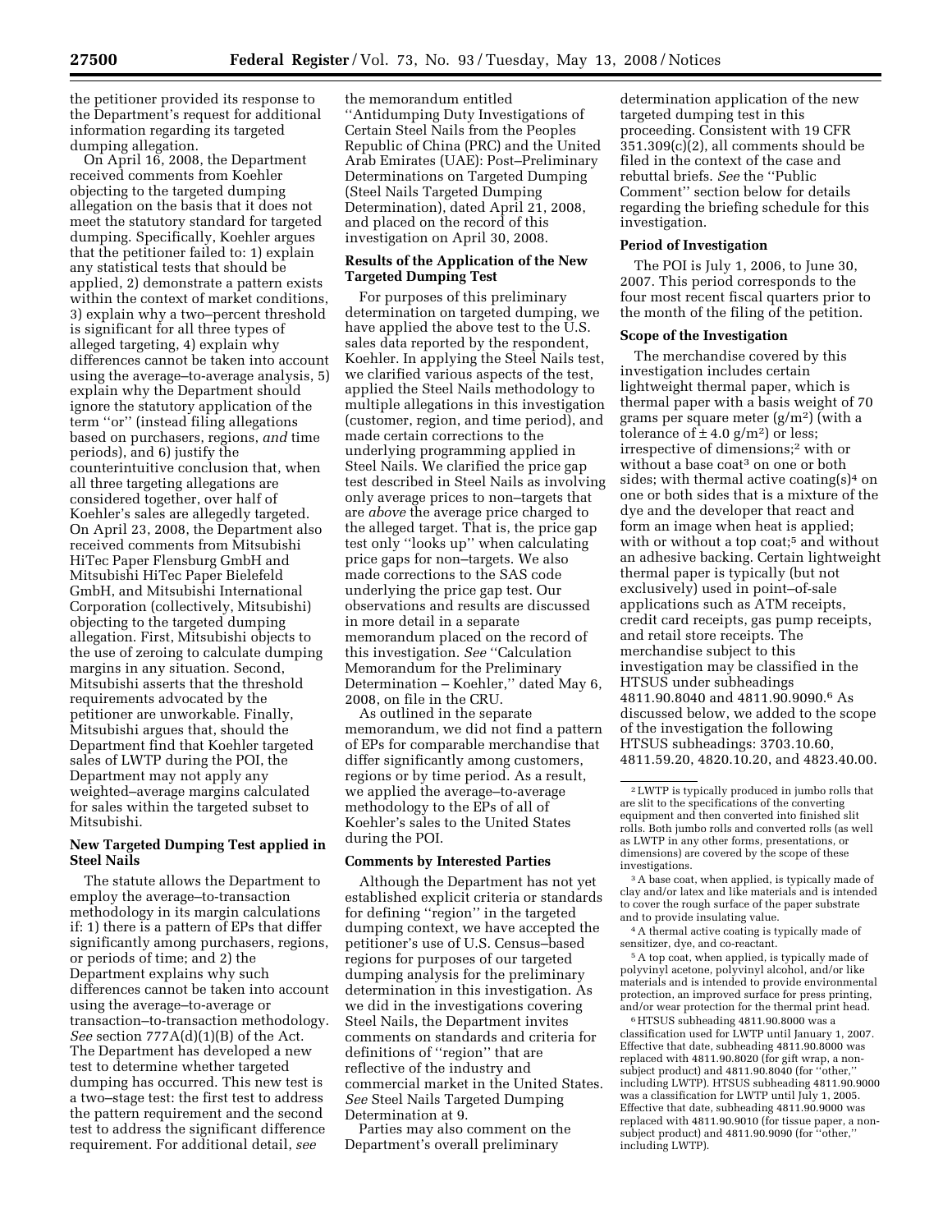the petitioner provided its response to the Department's request for additional information regarding its targeted dumping allegation.

On April 16, 2008, the Department received comments from Koehler objecting to the targeted dumping allegation on the basis that it does not meet the statutory standard for targeted dumping. Specifically, Koehler argues that the petitioner failed to: 1) explain any statistical tests that should be applied, 2) demonstrate a pattern exists within the context of market conditions, 3) explain why a two–percent threshold is significant for all three types of alleged targeting, 4) explain why differences cannot be taken into account using the average–to-average analysis, 5) explain why the Department should ignore the statutory application of the term ''or'' (instead filing allegations based on purchasers, regions, *and* time periods), and 6) justify the counterintuitive conclusion that, when all three targeting allegations are considered together, over half of Koehler's sales are allegedly targeted. On April 23, 2008, the Department also received comments from Mitsubishi HiTec Paper Flensburg GmbH and Mitsubishi HiTec Paper Bielefeld GmbH, and Mitsubishi International Corporation (collectively, Mitsubishi) objecting to the targeted dumping allegation. First, Mitsubishi objects to the use of zeroing to calculate dumping margins in any situation. Second, Mitsubishi asserts that the threshold requirements advocated by the petitioner are unworkable. Finally, Mitsubishi argues that, should the Department find that Koehler targeted sales of LWTP during the POI, the Department may not apply any weighted–average margins calculated for sales within the targeted subset to Mitsubishi.

## New Targeted Dumping Test applied in Steel Nails

The statute allows the Department to employ the average–to-transaction methodology in its margin calculations if: 1) there is a pattern of EPs that differ significantly among purchasers, regions, or periods of time; and 2) the Department explains why such differences cannot be taken into account using the average–to-average or transaction–to-transaction methodology. *See* section 777A(d)(1)(B) of the Act. The Department has developed a new test to determine whether targeted dumping has occurred. This new test is a two–stage test: the first test to address the pattern requirement and the second test to address the significant difference requirement. For additional detail, *see* the memorandum entitled ''Antidumping Duty Investigations of Certain Steel Nails from the Peoples Republic of China (PRC) and the United Arab Emirates (UAE): Post–Preliminary Determinations on Targeted Dumping (Steel Nails Targeted Dumping Determination), dated April 21, 2008, and placed on the record of this investigation on April 30, 2008.

## Results of the Application of the New Targeted Dumping Test

For purposes of this preliminary determination on targeted dumping, we have applied the above test to the U.S. sales data reported by the respondent, Koehler. In applying the Steel Nails test, we clarified various aspects of the test, applied the Steel Nails methodology to multiple allegations in this investigation (customer, region, and time period), and made certain corrections to the underlying programming applied in Steel Nails. We clarified the price gap test described in Steel Nails as involving only average prices to non–targets that are *above* the average price charged to the alleged target. That is, the price gap test only ''looks up'' when calculating price gaps for non–targets. We also made corrections to the SAS code underlying the price gap test. Our observations and results are discussed in more detail in a separate memorandum placed on the record of this investigation. *See* ''Calculation Memorandum for the Preliminary Determination – Koehler,'' dated May 6, 2008, on file in the CRU.

As outlined in the separate memorandum, we did not find a pattern of EPs for comparable merchandise that differ significantly among customers, regions or by time period. As a result, we applied the average–to-average methodology to the EPs of all of Koehler's sales to the United States during the POI.

## Comments by Interested Parties

Although the Department has not yet established explicit criteria or standards for defining ''region'' in the targeted dumping context, we have accepted the petitioner's use of U.S. Census–based regions for purposes of our targeted dumping analysis for the preliminary determination in this investigation. As we did in the investigations covering Steel Nails, the Department invites comments on standards and criteria for definitions of ''region'' that are reflective of the industry and commercial market in the United States. *See* Steel Nails Targeted Dumping Determination at 9.

Parties may also comment on the Department's overall preliminary determination application of the new targeted dumping test in this proceeding. Consistent with 19 CFR 351.309(c)(2), all comments should be filed in the context of the case and rebuttal briefs. *See* the ''Public Comment'' section below for details regarding the briefing schedule for this investigation.

## Period of Investigation

The POI is July 1, 2006, to June 30, 2007. This period corresponds to the four most recent fiscal quarters prior to the month of the filing of the petition.

## Scope of the Investigation

The merchandise covered by this investigation includes certain lightweight thermal paper, which is thermal paper with a basis weight of 70 grams per square meter ($g/m^2$) (with a tolerance of $\pm 4.0$ $g/m^2$) or less; irrespective of dimensions;[2] with or without a base coat[3] on one or both sides; with thermal active coating(s)[4] on one or both sides that is a mixture of the dye and the developer that react and form an image when heat is applied; with or without a top coat;[5] and without an adhesive backing. Certain lightweight thermal paper is typically (but not exclusively) used in point–of-sale applications such as ATM receipts, credit card receipts, gas pump receipts, and retail store receipts. The merchandise subject to this investigation may be classified in the HTSUS under subheadings 4811.90.8040 and 4811.90.9090.[6] As discussed below, we added to the scope of the investigation the following HTSUS subheadings: 3703.10.60, 4811.59.20, 4820.10.20, and 4823.40.00.

[2] LWTP is typically produced in jumbo rolls that are slit to the specifications of the converting equipment and then converted into finished slit rolls. Both jumbo rolls and converted rolls (as well as LWTP in any other forms, presentations, or dimensions) are covered by the scope of these investigations.

[3] A base coat, when applied, is typically made of clay and/or latex and like materials and is intended to cover the rough surface of the paper substrate and to provide insulating value.

[4] A thermal active coating is typically made of sensitizer, dye, and co-reactant.

[5] A top coat, when applied, is typically made of polyvinyl acetone, polyvinyl alcohol, and/or like materials and is intended to provide environmental protection, an improved surface for press printing, and/or wear protection for the thermal print head.

[6] HTSUS subheading 4811.90.8000 was a classification used for LWTP until January 1, 2007. Effective that date, subheading 4811.90.8000 was replaced with 4811.90.8020 (for gift wrap, a non-subject product) and 4811.90.8040 (for ''other,'' including LWTP). HTSUS subheading 4811.90.9000 was a classification for LWTP until July 1, 2005. Effective that date, subheading 4811.90.9000 was replaced with 4811.90.9010 (for tissue paper, a non-subject product) and 4811.90.9090 (for ''other,'' including LWTP).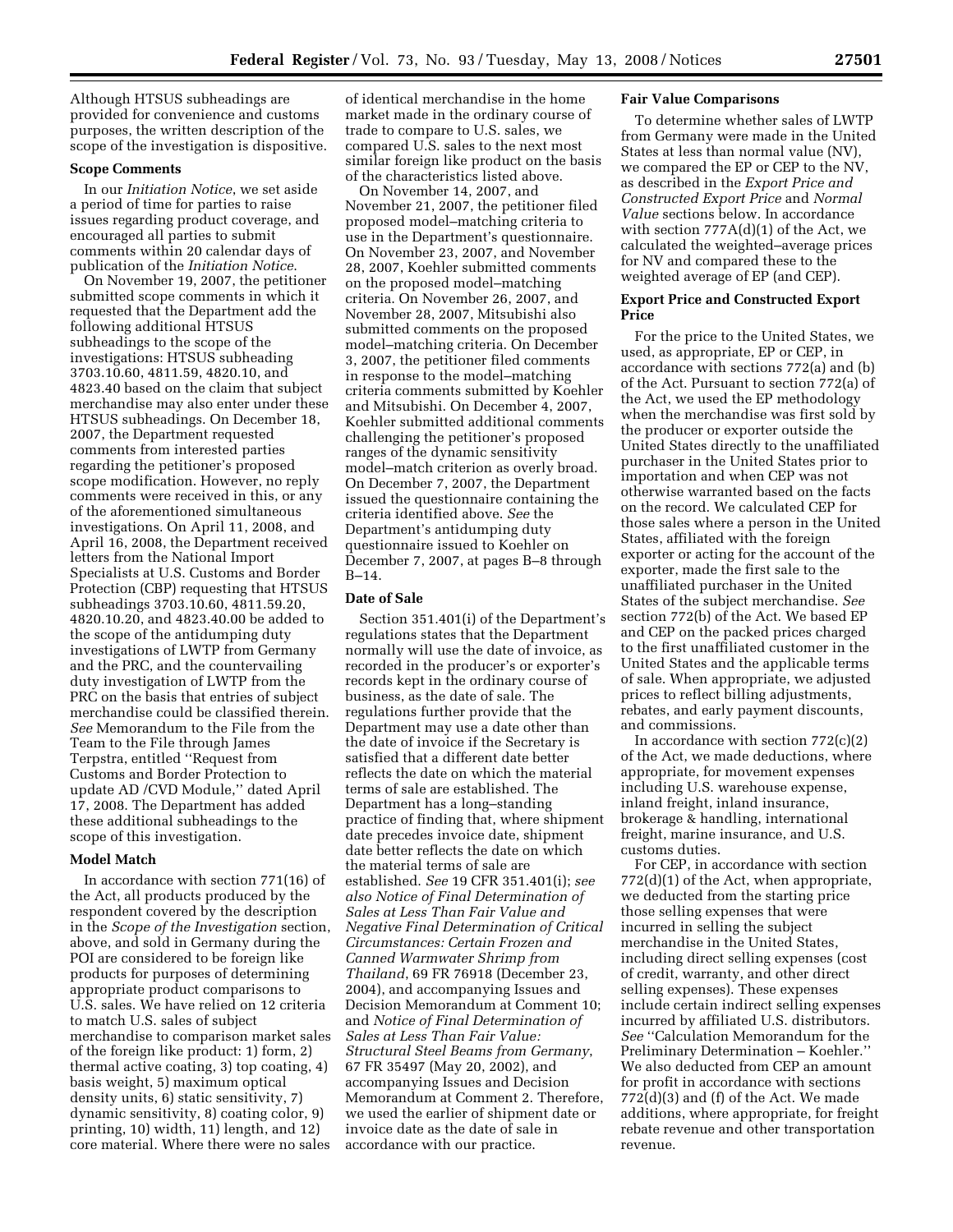Although HTSUS subheadings are provided for convenience and customs purposes, the written description of the scope of the investigation is dispositive.

### Scope Comments

In our *Initiation Notice*, we set aside a period of time for parties to raise issues regarding product coverage, and encouraged all parties to submit comments within 20 calendar days of publication of the *Initiation Notice*.

On November 19, 2007, the petitioner submitted scope comments in which it requested that the Department add the following additional HTSUS subheadings to the scope of the investigations: HTSUS subheading 3703.10.60, 4811.59, 4820.10, and 4823.40 based on the claim that subject merchandise may also enter under these HTSUS subheadings. On December 18, 2007, the Department requested comments from interested parties regarding the petitioner's proposed scope modification. However, no reply comments were received in this, or any of the aforementioned simultaneous investigations. On April 11, 2008, and April 16, 2008, the Department received letters from the National Import Specialists at U.S. Customs and Border Protection (CBP) requesting that HTSUS subheadings 3703.10.60, 4811.59.20, 4820.10.20, and 4823.40.00 be added to the scope of the antidumping duty investigations of LWTP from Germany and the PRC, and the countervailing duty investigation of LWTP from the PRC on the basis that entries of subject merchandise could be classified therein. *See* Memorandum to the File from the Team to the File through James Terpstra, entitled ''Request from Customs and Border Protection to update AD /CVD Module,'' dated April 17, 2008. The Department has added these additional subheadings to the scope of this investigation.

### Model Match

In accordance with section 771(16) of the Act, all products produced by the respondent covered by the description in the *Scope of the Investigation* section, above, and sold in Germany during the POI are considered to be foreign like products for purposes of determining appropriate product comparisons to U.S. sales. We have relied on 12 criteria to match U.S. sales of subject merchandise to comparison market sales of the foreign like product: 1) form, 2) thermal active coating, 3) top coating, 4) basis weight, 5) maximum optical density units, 6) static sensitivity, 7) dynamic sensitivity, 8) coating color, 9) printing, 10) width, 11) length, and 12) core material. Where there were no sales of identical merchandise in the home market made in the ordinary course of trade to compare to U.S. sales, we compared U.S. sales to the next most similar foreign like product on the basis of the characteristics listed above.

On November 14, 2007, and November 21, 2007, the petitioner filed proposed model–matching criteria to use in the Department's questionnaire. On November 23, 2007, and November 28, 2007, Koehler submitted comments on the proposed model–matching criteria. On November 26, 2007, and November 28, 2007, Mitsubishi also submitted comments on the proposed model–matching criteria. On December 3, 2007, the petitioner filed comments in response to the model–matching criteria comments submitted by Koehler and Mitsubishi. On December 4, 2007, Koehler submitted additional comments challenging the petitioner's proposed ranges of the dynamic sensitivity model–match criterion as overly broad. On December 7, 2007, the Department issued the questionnaire containing the criteria identified above. *See* the Department's antidumping duty questionnaire issued to Koehler on December 7, 2007, at pages B–8 through B–14.

### Date of Sale

Section 351.401(i) of the Department's regulations states that the Department normally will use the date of invoice, as recorded in the producer's or exporter's records kept in the ordinary course of business, as the date of sale. The regulations further provide that the Department may use a date other than the date of invoice if the Secretary is satisfied that a different date better reflects the date on which the material terms of sale are established. The Department has a long–standing practice of finding that, where shipment date precedes invoice date, shipment date better reflects the date on which the material terms of sale are established. *See* 19 CFR 351.401(i); *see also Notice of Final Determination of Sales at Less Than Fair Value and Negative Final Determination of Critical Circumstances: Certain Frozen and Canned Warmwater Shrimp from Thailand*, 69 FR 76918 (December 23, 2004), and accompanying Issues and Decision Memorandum at Comment 10; and *Notice of Final Determination of Sales at Less Than Fair Value: Structural Steel Beams from Germany*, 67 FR 35497 (May 20, 2002), and accompanying Issues and Decision Memorandum at Comment 2. Therefore, we used the earlier of shipment date or invoice date as the date of sale in accordance with our practice.

### Fair Value Comparisons

To determine whether sales of LWTP from Germany were made in the United States at less than normal value (NV), we compared the EP or CEP to the NV, as described in the *Export Price and Constructed Export Price* and *Normal Value* sections below. In accordance with section 777A(d)(1) of the Act, we calculated the weighted–average prices for NV and compared these to the weighted average of EP (and CEP).

### Export Price and Constructed Export Price

For the price to the United States, we used, as appropriate, EP or CEP, in accordance with sections 772(a) and (b) of the Act. Pursuant to section 772(a) of the Act, we used the EP methodology when the merchandise was first sold by the producer or exporter outside the United States directly to the unaffiliated purchaser in the United States prior to importation and when CEP was not otherwise warranted based on the facts on the record. We calculated CEP for those sales where a person in the United States, affiliated with the foreign exporter or acting for the account of the exporter, made the first sale to the unaffiliated purchaser in the United States of the subject merchandise. *See* section 772(b) of the Act. We based EP and CEP on the packed prices charged to the first unaffiliated customer in the United States and the applicable terms of sale. When appropriate, we adjusted prices to reflect billing adjustments, rebates, and early payment discounts, and commissions.

In accordance with section 772(c)(2) of the Act, we made deductions, where appropriate, for movement expenses including U.S. warehouse expense, inland freight, inland insurance, brokerage & handling, international freight, marine insurance, and U.S. customs duties.

For CEP, in accordance with section 772(d)(1) of the Act, when appropriate, we deducted from the starting price those selling expenses that were incurred in selling the subject merchandise in the United States, including direct selling expenses (cost of credit, warranty, and other direct selling expenses). These expenses include certain indirect selling expenses incurred by affiliated U.S. distributors. *See* ''Calculation Memorandum for the Preliminary Determination – Koehler.'' We also deducted from CEP an amount for profit in accordance with sections 772(d)(3) and (f) of the Act. We made additions, where appropriate, for freight rebate revenue and other transportation revenue.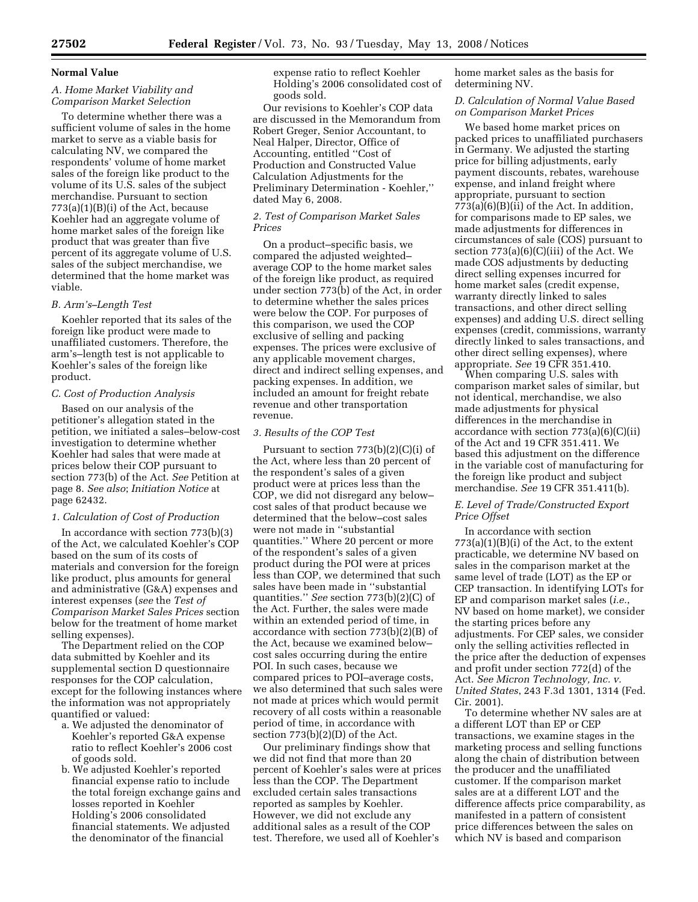## Normal Value

### A. Home Market Viability and Comparison Market Selection

To determine whether there was a sufficient volume of sales in the home market to serve as a viable basis for calculating NV, we compared the respondents' volume of home market sales of the foreign like product to the volume of its U.S. sales of the subject merchandise. Pursuant to section 773(a)(1)(B)(i) of the Act, because Koehler had an aggregate volume of home market sales of the foreign like product that was greater than five percent of its aggregate volume of U.S. sales of the subject merchandise, we determined that the home market was viable.

### B. Arm's–Length Test

Koehler reported that its sales of the foreign like product were made to unaffiliated customers. Therefore, the arm's–length test is not applicable to Koehler's sales of the foreign like product.

### C. Cost of Production Analysis

Based on our analysis of the petitioner's allegation stated in the petition, we initiated a sales–below-cost investigation to determine whether Koehler had sales that were made at prices below their COP pursuant to section 773(b) of the Act. *See* Petition at page 8. *See also*; *Initiation Notice* at page 62432.

#### 1. Calculation of Cost of Production

In accordance with section 773(b)(3) of the Act, we calculated Koehler's COP based on the sum of its costs of materials and conversion for the foreign like product, plus amounts for general and administrative (G&A) expenses and interest expenses (*see* the *Test of Comparison Market Sales Prices* section below for the treatment of home market selling expenses).

The Department relied on the COP data submitted by Koehler and its supplemental section D questionnaire responses for the COP calculation, except for the following instances where the information was not appropriately quantified or valued:

a. We adjusted the denominator of Koehler's reported G&A expense ratio to reflect Koehler's 2006 cost of goods sold.

b. We adjusted Koehler's reported financial expense ratio to include the total foreign exchange gains and losses reported in Koehler Holding's 2006 consolidated financial statements. We adjusted the denominator of the financial expense ratio to reflect Koehler Holding's 2006 consolidated cost of goods sold.

Our revisions to Koehler's COP data are discussed in the Memorandum from Robert Greger, Senior Accountant, to Neal Halper, Director, Office of Accounting, entitled "Cost of Production and Constructed Value Calculation Adjustments for the Preliminary Determination - Koehler," dated May 6, 2008.

#### 2. Test of Comparison Market Sales Prices

On a product–specific basis, we compared the adjusted weighted–average COP to the home market sales of the foreign like product, as required under section 773(b) of the Act, in order to determine whether the sales prices were below the COP. For purposes of this comparison, we used the COP exclusive of selling and packing expenses. The prices were exclusive of any applicable movement charges, direct and indirect selling expenses, and packing expenses. In addition, we included an amount for freight rebate revenue and other transportation revenue.

#### 3. Results of the COP Test

Pursuant to section 773(b)(2)(C)(i) of the Act, where less than 20 percent of the respondent's sales of a given product were at prices less than the COP, we did not disregard any below–cost sales of that product because we determined that the below–cost sales were not made in "substantial quantities." Where 20 percent or more of the respondent's sales of a given product during the POI were at prices less than COP, we determined that such sales have been made in "substantial quantities." *See* section 773(b)(2)(C) of the Act. Further, the sales were made within an extended period of time, in accordance with section 773(b)(2)(B) of the Act, because we examined below–cost sales occurring during the entire POI. In such cases, because we compared prices to POI–average costs, we also determined that such sales were not made at prices which would permit recovery of all costs within a reasonable period of time, in accordance with section 773(b)(2)(D) of the Act.

Our preliminary findings show that we did not find that more than 20 percent of Koehler's sales were at prices less than the COP. The Department excluded certain sales transactions reported as samples by Koehler. However, we did not exclude any additional sales as a result of the COP test. Therefore, we used all of Koehler's home market sales as the basis for determining NV.

### D. Calculation of Normal Value Based on Comparison Market Prices

We based home market prices on packed prices to unaffiliated purchasers in Germany. We adjusted the starting price for billing adjustments, early payment discounts, rebates, warehouse expense, and inland freight where appropriate, pursuant to section 773(a)(6)(B)(ii) of the Act. In addition, for comparisons made to EP sales, we made adjustments for differences in circumstances of sale (COS) pursuant to section 773(a)(6)(C)(iii) of the Act. We made COS adjustments by deducting direct selling expenses incurred for home market sales (credit expense, warranty directly linked to sales transactions, and other direct selling expenses) and adding U.S. direct selling expenses (credit, commissions, warranty directly linked to sales transactions, and other direct selling expenses), where appropriate. *See* 19 CFR 351.410.

When comparing U.S. sales with comparison market sales of similar, but not identical, merchandise, we also made adjustments for physical differences in the merchandise in accordance with section 773(a)(6)(C)(ii) of the Act and 19 CFR 351.411. We based this adjustment on the difference in the variable cost of manufacturing for the foreign like product and subject merchandise. *See* 19 CFR 351.411(b).

### E. Level of Trade/Constructed Export Price Offset

In accordance with section 773(a)(1)(B)(i) of the Act, to the extent practicable, we determine NV based on sales in the comparison market at the same level of trade (LOT) as the EP or CEP transaction. In identifying LOTs for EP and comparison market sales (*i.e.*, NV based on home market), we consider the starting prices before any adjustments. For CEP sales, we consider only the selling activities reflected in the price after the deduction of expenses and profit under section 772(d) of the Act. *See Micron Technology, Inc. v. United States*, 243 F.3d 1301, 1314 (Fed. Cir. 2001).

To determine whether NV sales are at a different LOT than EP or CEP transactions, we examine stages in the marketing process and selling functions along the chain of distribution between the producer and the unaffiliated customer. If the comparison market sales are at a different LOT and the difference affects price comparability, as manifested in a pattern of consistent price differences between the sales on which NV is based and comparison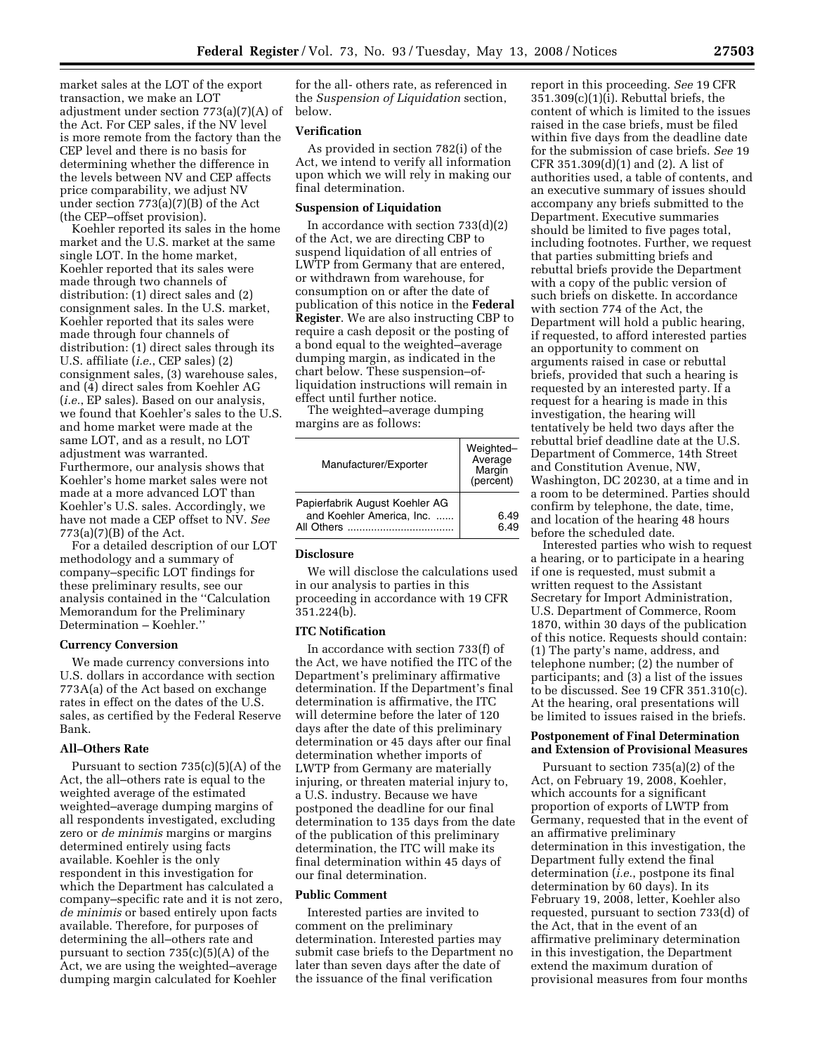market sales at the LOT of the export transaction, we make an LOT adjustment under section 773(a)(7)(A) of the Act. For CEP sales, if the NV level is more remote from the factory than the CEP level and there is no basis for determining whether the difference in the levels between NV and CEP affects price comparability, we adjust NV under section 773(a)(7)(B) of the Act (the CEP–offset provision).

Koehler reported its sales in the home market and the U.S. market at the same single LOT. In the home market, Koehler reported that its sales were made through two channels of distribution: (1) direct sales and (2) consignment sales. In the U.S. market, Koehler reported that its sales were made through four channels of distribution: (1) direct sales through its U.S. affiliate (*i.e.*, CEP sales) (2) consignment sales, (3) warehouse sales, and (4) direct sales from Koehler AG (*i.e.*, EP sales). Based on our analysis, we found that Koehler's sales to the U.S. and home market were made at the same LOT, and as a result, no LOT adjustment was warranted. Furthermore, our analysis shows that Koehler's home market sales were not made at a more advanced LOT than Koehler's U.S. sales. Accordingly, we have not made a CEP offset to NV. *See* 773(a)(7)(B) of the Act.

For a detailed description of our LOT methodology and a summary of company–specific LOT findings for these preliminary results, see our analysis contained in the ''Calculation Memorandum for the Preliminary Determination – Koehler.''

### Currency Conversion

We made currency conversions into U.S. dollars in accordance with section 773A(a) of the Act based on exchange rates in effect on the dates of the U.S. sales, as certified by the Federal Reserve Bank.

### All–Others Rate

Pursuant to section 735(c)(5)(A) of the Act, the all–others rate is equal to the weighted average of the estimated weighted–average dumping margins of all respondents investigated, excluding zero or *de minimis* margins or margins determined entirely using facts available. Koehler is the only respondent in this investigation for which the Department has calculated a company–specific rate and it is not zero, *de minimis* or based entirely upon facts available. Therefore, for purposes of determining the all–others rate and pursuant to section 735(c)(5)(A) of the Act, we are using the weighted–average dumping margin calculated for Koehler for the all- others rate, as referenced in the *Suspension of Liquidation* section, below.

### Verification

As provided in section 782(i) of the Act, we intend to verify all information upon which we will rely in making our final determination.

### Suspension of Liquidation

In accordance with section 733(d)(2) of the Act, we are directing CBP to suspend liquidation of all entries of LWTP from Germany that are entered, or withdrawn from warehouse, for consumption on or after the date of publication of this notice in the **Federal Register**. We are also instructing CBP to require a cash deposit or the posting of a bond equal to the weighted–average dumping margin, as indicated in the chart below. These suspension–of-liquidation instructions will remain in effect until further notice.

The weighted–average dumping margins are as follows:

| Manufacturer/Exporter | Weighted–Average Margin (percent) |
|---|---|
| Papierfabrik August Koehler AG and Koehler America, Inc. | 6.49 |
| All Others | 6.49 |

### Disclosure

We will disclose the calculations used in our analysis to parties in this proceeding in accordance with 19 CFR 351.224(b).

### ITC Notification

In accordance with section 733(f) of the Act, we have notified the ITC of the Department's preliminary affirmative determination. If the Department's final determination is affirmative, the ITC will determine before the later of 120 days after the date of this preliminary determination or 45 days after our final determination whether imports of LWTP from Germany are materially injuring, or threaten material injury to, a U.S. industry. Because we have postponed the deadline for our final determination to 135 days from the date of the publication of this preliminary determination, the ITC will make its final determination within 45 days of our final determination.

### Public Comment

Interested parties are invited to comment on the preliminary determination. Interested parties may submit case briefs to the Department no later than seven days after the date of the issuance of the final verification report in this proceeding. *See* 19 CFR 351.309(c)(1)(i). Rebuttal briefs, the content of which is limited to the issues raised in the case briefs, must be filed within five days from the deadline date for the submission of case briefs. *See* 19 CFR 351.309(d)(1) and (2). A list of authorities used, a table of contents, and an executive summary of issues should accompany any briefs submitted to the Department. Executive summaries should be limited to five pages total, including footnotes. Further, we request that parties submitting briefs and rebuttal briefs provide the Department with a copy of the public version of such briefs on diskette. In accordance with section 774 of the Act, the Department will hold a public hearing, if requested, to afford interested parties an opportunity to comment on arguments raised in case or rebuttal briefs, provided that such a hearing is requested by an interested party. If a request for a hearing is made in this investigation, the hearing will tentatively be held two days after the rebuttal brief deadline date at the U.S. Department of Commerce, 14th Street and Constitution Avenue, NW, Washington, DC 20230, at a time and in a room to be determined. Parties should confirm by telephone, the date, time, and location of the hearing 48 hours before the scheduled date.

Interested parties who wish to request a hearing, or to participate in a hearing if one is requested, must submit a written request to the Assistant Secretary for Import Administration, U.S. Department of Commerce, Room 1870, within 30 days of the publication of this notice. Requests should contain: (1) The party's name, address, and telephone number; (2) the number of participants; and (3) a list of the issues to be discussed. See 19 CFR 351.310(c). At the hearing, oral presentations will be limited to issues raised in the briefs.

### Postponement of Final Determination and Extension of Provisional Measures

Pursuant to section 735(a)(2) of the Act, on February 19, 2008, Koehler, which accounts for a significant proportion of exports of LWTP from Germany, requested that in the event of an affirmative preliminary determination in this investigation, the Department fully extend the final determination (*i.e.*, postpone its final determination by 60 days). In its February 19, 2008, letter, Koehler also requested, pursuant to section 733(d) of the Act, that in the event of an affirmative preliminary determination in this investigation, the Department extend the maximum duration of provisional measures from four months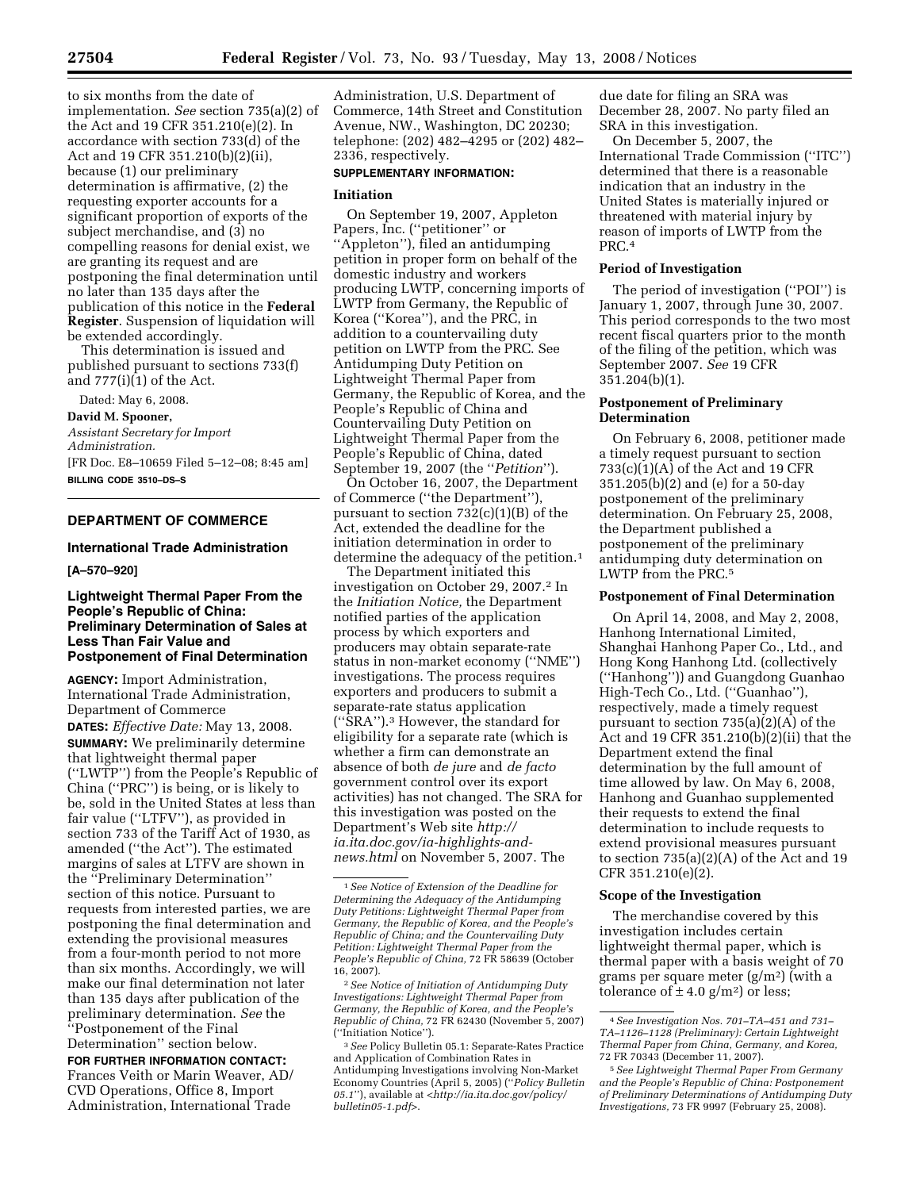to six months from the date of implementation. *See* section 735(a)(2) of the Act and 19 CFR 351.210(e)(2). In accordance with section 733(d) of the Act and 19 CFR 351.210(b)(2)(ii), because (1) our preliminary determination is affirmative, (2) the requesting exporter accounts for a significant proportion of exports of the subject merchandise, and (3) no compelling reasons for denial exist, we are granting its request and are postponing the final determination until no later than 135 days after the publication of this notice in the **Federal Register**. Suspension of liquidation will be extended accordingly.

This determination is issued and published pursuant to sections 733(f) and 777(i)(1) of the Act.

Dated: May 6, 2008.

**David M. Spooner,**
*Assistant Secretary for Import Administration.*

[FR Doc. E8–10659 Filed 5–12–08; 8:45 am]

**BILLING CODE 3510–DS–S**

---

## DEPARTMENT OF COMMERCE

### International Trade Administration

**[A–570–920]**

### Lightweight Thermal Paper From the People's Republic of China: Preliminary Determination of Sales at Less Than Fair Value and Postponement of Final Determination

**AGENCY:** Import Administration, International Trade Administration, Department of Commerce

**DATES:** *Effective Date:* May 13, 2008.

**SUMMARY:** We preliminarily determine that lightweight thermal paper (''LWTP'') from the People's Republic of China (''PRC'') is being, or is likely to be, sold in the United States at less than fair value (''LTFV''), as provided in section 733 of the Tariff Act of 1930, as amended (''the Act''). The estimated margins of sales at LTFV are shown in the ''Preliminary Determination'' section of this notice. Pursuant to requests from interested parties, we are postponing the final determination and extending the provisional measures from a four-month period to not more than six months. Accordingly, we will make our final determination not later than 135 days after publication of the preliminary determination. *See* the ''Postponement of the Final Determination'' section below.

**FOR FURTHER INFORMATION CONTACT:** Frances Veith or Marin Weaver, AD/CVD Operations, Office 8, Import Administration, International Trade Administration, U.S. Department of Commerce, 14th Street and Constitution Avenue, NW., Washington, DC 20230; telephone: (202) 482–4295 or (202) 482–2336, respectively.

**SUPPLEMENTARY INFORMATION:**

#### Initiation

On September 19, 2007, Appleton Papers, Inc. (''petitioner'' or ''Appleton''), filed an antidumping petition in proper form on behalf of the domestic industry and workers producing LWTP, concerning imports of LWTP from Germany, the Republic of Korea (''Korea''), and the PRC, in addition to a countervailing duty petition on LWTP from the PRC. See Antidumping Duty Petition on Lightweight Thermal Paper from Germany, the Republic of Korea, and the People's Republic of China and Countervailing Duty Petition on Lightweight Thermal Paper from the People's Republic of China, dated September 19, 2007 (the ''*Petition*'').

On October 16, 2007, the Department of Commerce (''the Department''), pursuant to section 732(c)(1)(B) of the Act, extended the deadline for the initiation determination in order to determine the adequacy of the petition.[1]

The Department initiated this investigation on October 29, 2007.[2] In the *Initiation Notice,* the Department notified parties of the application process by which exporters and producers may obtain separate-rate status in non-market economy (''NME'') investigations. The process requires exporters and producers to submit a separate-rate status application (''SRA'').[3] However, the standard for eligibility for a separate rate (which is whether a firm can demonstrate an absence of both *de jure* and *de facto* government control over its export activities) has not changed. The SRA for this investigation was posted on the Department's Web site *http://ia.ita.doc.gov/ia-highlights-and-news.html* on November 5, 2007. The due date for filing an SRA was December 28, 2007. No party filed an SRA in this investigation.

On December 5, 2007, the International Trade Commission (''ITC'') determined that there is a reasonable indication that an industry in the United States is materially injured or threatened with material injury by reason of imports of LWTP from the PRC.[4]

#### Period of Investigation

The period of investigation (''POI'') is January 1, 2007, through June 30, 2007. This period corresponds to the two most recent fiscal quarters prior to the month of the filing of the petition, which was September 2007. *See* 19 CFR 351.204(b)(1).

#### Postponement of Preliminary Determination

On February 6, 2008, petitioner made a timely request pursuant to section 733(c)(1)(A) of the Act and 19 CFR 351.205(b)(2) and (e) for a 50-day postponement of the preliminary determination. On February 25, 2008, the Department published a postponement of the preliminary antidumping duty determination on LWTP from the PRC.[5]

#### Postponement of Final Determination

On April 14, 2008, and May 2, 2008, Hanhong International Limited, Shanghai Hanhong Paper Co., Ltd., and Hong Kong Hanhong Ltd. (collectively (''Hanhong'')) and Guangdong Guanhao High-Tech Co., Ltd. (''Guanhao''), respectively, made a timely request pursuant to section 735(a)(2)(A) of the Act and 19 CFR 351.210(b)(2)(ii) that the Department extend the final determination by the full amount of time allowed by law. On May 6, 2008, Hanhong and Guanhao supplemented their requests to extend the final determination to include requests to extend provisional measures pursuant to section 735(a)(2)(A) of the Act and 19 CFR 351.210(e)(2).

#### Scope of the Investigation

The merchandise covered by this investigation includes certain lightweight thermal paper, which is thermal paper with a basis weight of 70 grams per square meter ($g/m^2$) (with a tolerance of $\pm 4.0$ $g/m^2$) or less;

---

[1] *See Notice of Extension of the Deadline for Determining the Adequacy of the Antidumping Duty Petitions: Lightweight Thermal Paper from Germany, the Republic of Korea, and the People's Republic of China; and the Countervailing Duty Petition: Lightweight Thermal Paper from the People's Republic of China,* 72 FR 58639 (October 16, 2007).

[2] *See Notice of Initiation of Antidumping Duty Investigations: Lightweight Thermal Paper from Germany, the Republic of Korea, and the People's Republic of China,* 72 FR 62430 (November 5, 2007) (''Initiation Notice'').

[3] *See* Policy Bulletin 05.1: Separate-Rates Practice and Application of Combination Rates in Antidumping Investigations involving Non-Market Economy Countries (April 5, 2005) (''*Policy Bulletin 05.1*''), available at <*http://ia.ita.doc.gov/policy/bulletin05-1.pdf*>.

[4] *See Investigation Nos. 701–TA–451 and 731–TA–1126–1128 (Preliminary): Certain Lightweight Thermal Paper from China, Germany, and Korea,* 72 FR 70343 (December 11, 2007).

[5] *See Lightweight Thermal Paper From Germany and the People's Republic of China: Postponement of Preliminary Determinations of Antidumping Duty Investigations,* 73 FR 9997 (February 25, 2008).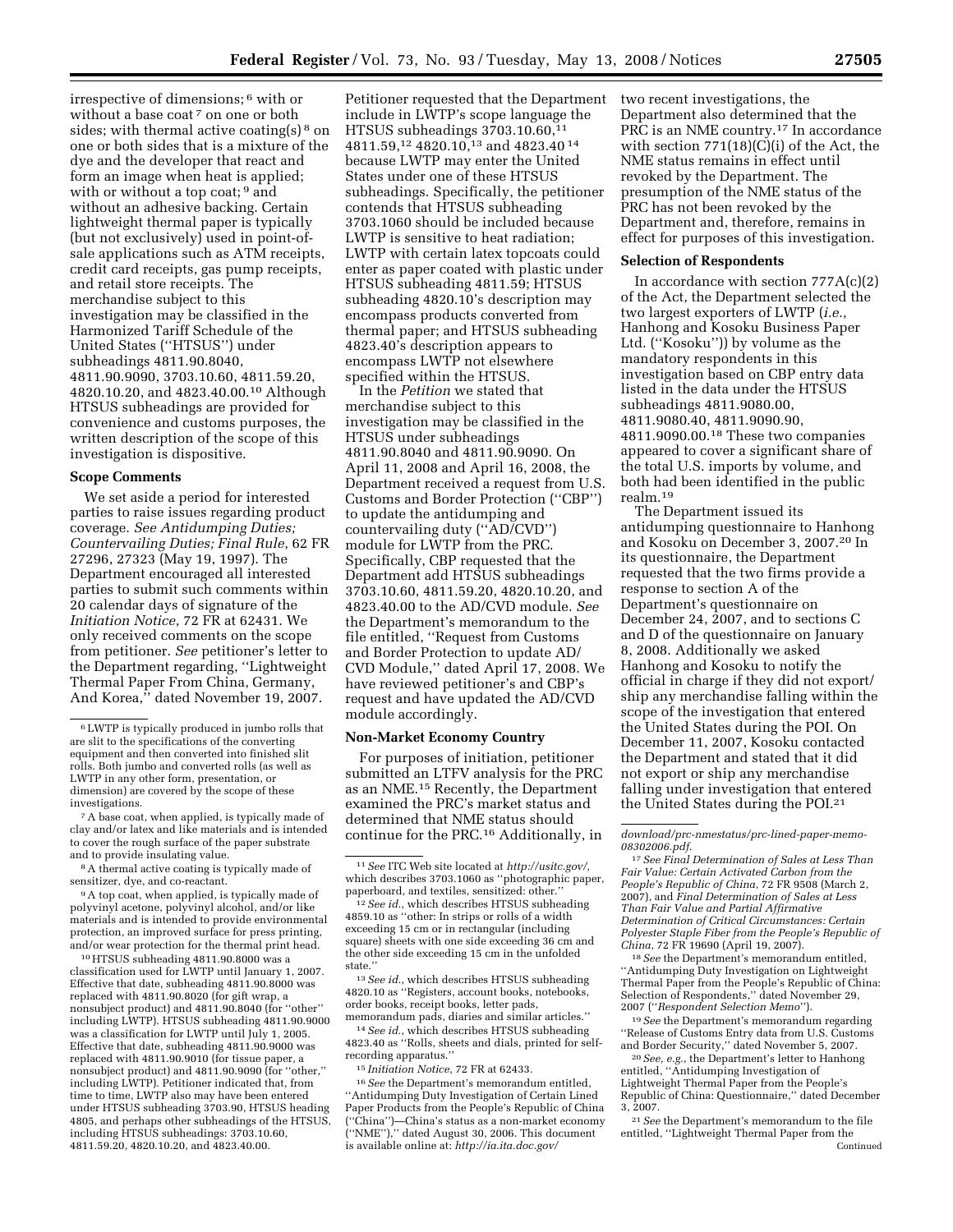irrespective of dimensions;[6] with or without a base coat[7] on one or both sides; with thermal active coating(s)[8] on one or both sides that is a mixture of the dye and the developer that react and form an image when heat is applied; with or without a top coat;[9] and without an adhesive backing. Certain lightweight thermal paper is typically (but not exclusively) used in point-of-sale applications such as ATM receipts, credit card receipts, gas pump receipts, and retail store receipts. The merchandise subject to this investigation may be classified in the Harmonized Tariff Schedule of the United States (''HTSUS'') under subheadings 4811.90.8040, 4811.90.9090, 3703.10.60, 4811.59.20, 4820.10.20, and 4823.40.00.[10] Although HTSUS subheadings are provided for convenience and customs purposes, the written description of the scope of this investigation is dispositive.

### Scope Comments

We set aside a period for interested parties to raise issues regarding product coverage. *See Antidumping Duties; Countervailing Duties; Final Rule*, 62 FR 27296, 27323 (May 19, 1997). The Department encouraged all interested parties to submit such comments within 20 calendar days of signature of the *Initiation Notice*, 72 FR at 62431. We only received comments on the scope from petitioner. *See* petitioner's letter to the Department regarding, ''Lightweight Thermal Paper From China, Germany, And Korea,'' dated November 19, 2007.

Petitioner requested that the Department include in LWTP's scope language the HTSUS subheadings 3703.10.60,[11] 4811.59,[12] 4820.10,[13] and 4823.40[14] because LWTP may enter the United States under one of these HTSUS subheadings. Specifically, the petitioner contends that HTSUS subheading 3703.1060 should be included because LWTP is sensitive to heat radiation; LWTP with certain latex topcoats could enter as paper coated with plastic under HTSUS subheading 4811.59; HTSUS subheading 4820.10's description may encompass products converted from thermal paper; and HTSUS subheading 4823.40's description appears to encompass LWTP not elsewhere specified within the HTSUS.

In the *Petition* we stated that merchandise subject to this investigation may be classified in the HTSUS under subheadings 4811.90.8040 and 4811.90.9090. On April 11, 2008 and April 16, 2008, the Department received a request from U.S. Customs and Border Protection (''CBP'') to update the antidumping and countervailing duty (''AD/CVD'') module for LWTP from the PRC. Specifically, CBP requested that the Department add HTSUS subheadings 3703.10.60, 4811.59.20, 4820.10.20, and 4823.40.00 to the AD/CVD module. *See* the Department's memorandum to the file entitled, ''Request from Customs and Border Protection to update AD/CVD Module,'' dated April 17, 2008. We have reviewed petitioner's and CBP's request and have updated the AD/CVD module accordingly.

### Non-Market Economy Country

For purposes of initiation, petitioner submitted an LTFV analysis for the PRC as an NME.[15] Recently, the Department examined the PRC's market status and determined that NME status should continue for the PRC.[16] Additionally, in two recent investigations, the Department also determined that the PRC is an NME country.[17] In accordance with section 771(18)(C)(i) of the Act, the NME status remains in effect until revoked by the Department. The presumption of the NME status of the PRC has not been revoked by the Department and, therefore, remains in effect for purposes of this investigation.

### Selection of Respondents

In accordance with section 777A(c)(2) of the Act, the Department selected the two largest exporters of LWTP (*i.e.*, Hanhong and Kosoku Business Paper Ltd. (''Kosoku'')) by volume as the mandatory respondents in this investigation based on CBP entry data listed in the data under the HTSUS subheadings 4811.9080.00, 4811.9080.40, 4811.9090.90, 4811.9090.00.[18] These two companies appeared to cover a significant share of the total U.S. imports by volume, and both had been identified in the public realm.[19]

The Department issued its antidumping questionnaire to Hanhong and Kosoku on December 3, 2007.[20] In its questionnaire, the Department requested that the two firms provide a response to section A of the Department's questionnaire on December 24, 2007, and to sections C and D of the questionnaire on January 8, 2008. Additionally we asked Hanhong and Kosoku to notify the official in charge if they did not export/ship any merchandise falling within the scope of the investigation that entered the United States during the POI. On December 11, 2007, Kosoku contacted the Department and stated that it did not export or ship any merchandise falling under investigation that entered the United States during the POI.[21]

---

[6] LWTP is typically produced in jumbo rolls that are slit to the specifications of the converting equipment and then converted into finished slit rolls. Both jumbo and converted rolls (as well as LWTP in any other form, presentation, or dimension) are covered by the scope of these investigations.

[7] A base coat, when applied, is typically made of clay and/or latex and like materials and is intended to cover the rough surface of the paper substrate and to provide insulating value.

[8] A thermal active coating is typically made of sensitizer, dye, and co-reactant.

[9] A top coat, when applied, is typically made of polyvinyl acetone, polyvinyl alcohol, and/or like materials and is intended to provide environmental protection, an improved surface for press printing, and/or wear protection for the thermal print head.

[10] HTSUS subheading 4811.90.8000 was a classification used for LWTP until January 1, 2007. Effective that date, subheading 4811.90.8000 was replaced with 4811.90.8020 (for gift wrap, a nonsubject product) and 4811.90.8040 (for ''other'' including LWTP). HTSUS subheading 4811.90.9000 was a classification for LWTP until July 1, 2005. Effective that date, subheading 4811.90.9000 was replaced with 4811.90.9010 (for tissue paper, a nonsubject product) and 4811.90.9090 (for ''other,'' including LWTP). Petitioner indicated that, from time to time, LWTP also may have been entered under HTSUS subheading 3703.90, HTSUS heading 4805, and perhaps other subheadings of the HTSUS, including HTSUS subheadings: 3703.10.60, 4811.59.20, 4820.10.20, and 4823.40.00.

[11] *See* ITC Web site located at *http://usitc.gov/*, which describes 3703.1060 as ''photographic paper, paperboard, and textiles, sensitized: other.''

[12] *See id.*, which describes HTSUS subheading 4859.10 as ''other: In strips or rolls of a width exceeding 15 cm or in rectangular (including square) sheets with one side exceeding 36 cm and the other side exceeding 15 cm in the unfolded state.''

[13] *See id.*, which describes HTSUS subheading 4820.10 as ''Registers, account books, notebooks, order books, receipt books, letter pads, memorandum pads, diaries and similar articles.''

[14] *See id.*, which describes HTSUS subheading 4823.40 as ''Rolls, sheets and dials, printed for self-recording apparatus.''

[15] *Initiation Notice*, 72 FR at 62433.

[16] *See* the Department's memorandum entitled, ''Antidumping Duty Investigation of Certain Lined Paper Products from the People's Republic of China (''China'')—China's status as a non-market economy (''NME''),'' dated August 30, 2006. This document is available online at: *http://ia.ita.doc.gov/download/prc-nmestatus/prc-lined-paper-memo-08302006.pdf*.

[17] *See Final Determination of Sales at Less Than Fair Value: Certain Activated Carbon from the People's Republic of China*, 72 FR 9508 (March 2, 2007), and *Final Determination of Sales at Less Than Fair Value and Partial Affirmative Determination of Critical Circumstances: Certain Polyester Staple Fiber from the People's Republic of China*, 72 FR 19690 (April 19, 2007).

[18] *See* the Department's memorandum entitled, ''Antidumping Duty Investigation on Lightweight Thermal Paper from the People's Republic of China: Selection of Respondents,'' dated November 29, 2007 (''*Respondent Selection Memo*'').

[19] *See* the Department's memorandum regarding ''Release of Customs Entry data from U.S. Customs and Border Security,'' dated November 5, 2007.

[20] *See, e.g.*, the Department's letter to Hanhong entitled, ''Antidumping Investigation of Lightweight Thermal Paper from the People's Republic of China: Questionnaire,'' dated December 3, 2007.

[21] *See* the Department's memorandum to the file entitled, ''Lightweight Thermal Paper from the

Continued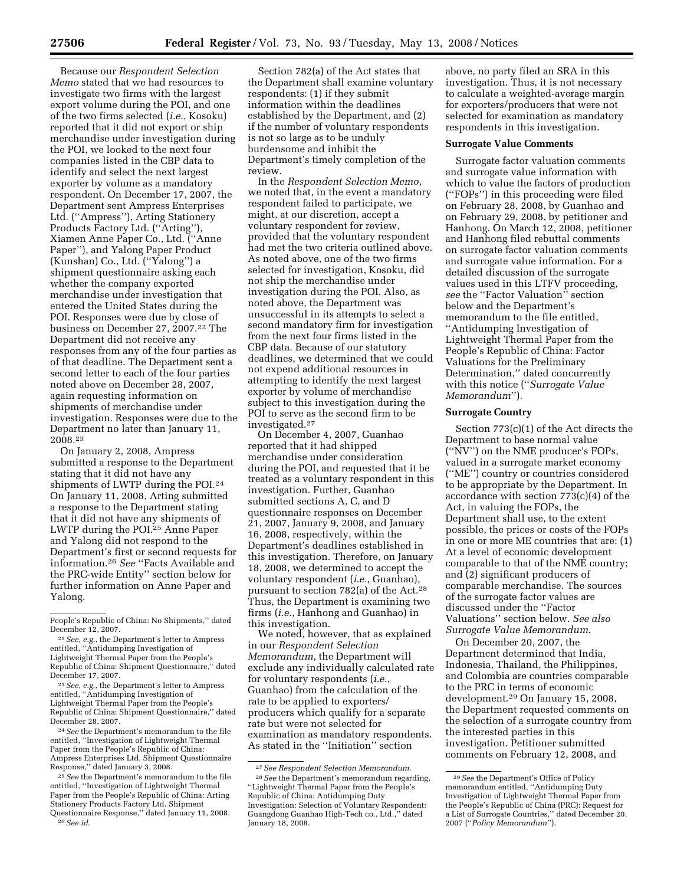Because our *Respondent Selection Memo* stated that we had resources to investigate two firms with the largest export volume during the POI, and one of the two firms selected (*i.e.*, Kosoku) reported that it did not export or ship merchandise under investigation during the POI, we looked to the next four companies listed in the CBP data to identify and select the next largest exporter by volume as a mandatory respondent. On December 17, 2007, the Department sent Ampress Enterprises Ltd. (''Ampress''), Arting Stationery Products Factory Ltd. (''Arting''), Xiamen Anne Paper Co., Ltd. (''Anne Paper''), and Yalong Paper Product (Kunshan) Co., Ltd. (''Yalong'') a shipment questionnaire asking each whether the company exported merchandise under investigation that entered the United States during the POI. Responses were due by close of business on December 27, 2007.[22] The Department did not receive any responses from any of the four parties as of that deadline. The Department sent a second letter to each of the four parties noted above on December 28, 2007, again requesting information on shipments of merchandise under investigation. Responses were due to the Department no later than January 11, 2008.[23]

On January 2, 2008, Ampress submitted a response to the Department stating that it did not have any shipments of LWTP during the POI.[24] On January 11, 2008, Arting submitted a response to the Department stating that it did not have any shipments of LWTP during the POI.[25] Anne Paper and Yalong did not respond to the Department's first or second requests for information.[26] *See* ''Facts Available and the PRC-wide Entity'' section below for further information on Anne Paper and Yalong.

Section 782(a) of the Act states that the Department shall examine voluntary respondents: (1) if they submit information within the deadlines established by the Department, and (2) if the number of voluntary respondents is not so large as to be unduly burdensome and inhibit the Department's timely completion of the review.

In the *Respondent Selection Memo*, we noted that, in the event a mandatory respondent failed to participate, we might, at our discretion, accept a voluntary respondent for review, provided that the voluntary respondent had met the two criteria outlined above. As noted above, one of the two firms selected for investigation, Kosoku, did not ship the merchandise under investigation during the POI. Also, as noted above, the Department was unsuccessful in its attempts to select a second mandatory firm for investigation from the next four firms listed in the CBP data. Because of our statutory deadlines, we determined that we could not expend additional resources in attempting to identify the next largest exporter by volume of merchandise subject to this investigation during the POI to serve as the second firm to be investigated.[27]

On December 4, 2007, Guanhao reported that it had shipped merchandise under consideration during the POI, and requested that it be treated as a voluntary respondent in this investigation. Further, Guanhao submitted sections A, C, and D questionnaire responses on December 21, 2007, January 9, 2008, and January 16, 2008, respectively, within the Department's deadlines established in this investigation. Therefore, on January 18, 2008, we determined to accept the voluntary respondent (*i.e.*, Guanhao), pursuant to section 782(a) of the Act.[28] Thus, the Department is examining two firms (*i.e.*, Hanhong and Guanhao) in this investigation.

We noted, however, that as explained in our *Respondent Selection Memorandum*, the Department will exclude any individually calculated rate for voluntary respondents (*i.e.*, Guanhao) from the calculation of the rate to be applied to exporters/producers which qualify for a separate rate but were not selected for examination as mandatory respondents. As stated in the ''Initiation'' section above, no party filed an SRA in this investigation. Thus, it is not necessary to calculate a weighted-average margin for exporters/producers that were not selected for examination as mandatory respondents in this investigation.

**Surrogate Value Comments**

Surrogate factor valuation comments and surrogate value information with which to value the factors of production (''FOPs'') in this proceeding were filed on February 28, 2008, by Guanhao and on February 29, 2008, by petitioner and Hanhong. On March 12, 2008, petitioner and Hanhong filed rebuttal comments on surrogate factor valuation comments and surrogate value information. For a detailed discussion of the surrogate values used in this LTFV proceeding, *see* the ''Factor Valuation'' section below and the Department's memorandum to the file entitled, ''Antidumping Investigation of Lightweight Thermal Paper from the People's Republic of China: Factor Valuations for the Preliminary Determination,'' dated concurrently with this notice (''*Surrogate Value Memorandum*'').

**Surrogate Country**

Section 773(c)(1) of the Act directs the Department to base normal value (''NV'') on the NME producer's FOPs, valued in a surrogate market economy (''ME'') country or countries considered to be appropriate by the Department. In accordance with section 773(c)(4) of the Act, in valuing the FOPs, the Department shall use, to the extent possible, the prices or costs of the FOPs in one or more ME countries that are: (1) At a level of economic development comparable to that of the NME country; and (2) significant producers of comparable merchandise. The sources of the surrogate factor values are discussed under the ''Factor Valuations'' section below. *See also Surrogate Value Memorandum*.

On December 20, 2007, the Department determined that India, Indonesia, Thailand, the Philippines, and Colombia are countries comparable to the PRC in terms of economic development.[29] On January 15, 2008, the Department requested comments on the selection of a surrogate country from the interested parties in this investigation. Petitioner submitted comments on February 12, 2008, and

---

People's Republic of China: No Shipments,'' dated December 12, 2007.

[22] *See, e.g.*, the Department's letter to Ampress entitled, ''Antidumping Investigation of Lightweight Thermal Paper from the People's Republic of China: Shipment Questionnaire,'' dated December 17, 2007.

[23] *See, e.g.*, the Department's letter to Ampress entitled, ''Antidumping Investigation of Lightweight Thermal Paper from the People's Republic of China: Shipment Questionnaire,'' dated December 28, 2007.

[24] *See* the Department's memorandum to the file entitled, ''Investigation of Lightweight Thermal Paper from the People's Republic of China: Ampress Enterprises Ltd. Shipment Questionnaire Response,'' dated January 3, 2008.

[25] *See* the Department's memorandum to the file entitled, ''Investigation of Lightweight Thermal Paper from the People's Republic of China: Arting Stationery Products Factory Ltd. Shipment Questionnaire Response,'' dated January 11, 2008.

[26] *See id.*

[27] *See Respondent Selection Memorandum*.

[28] *See* the Department's memorandum regarding, ''Lightweight Thermal Paper from the People's Republic of China: Antidumping Duty Investigation: Selection of Voluntary Respondent: Guangdong Guanhao High-Tech co., Ltd.,'' dated January 18, 2008.

[29] *See* the Department's Office of Policy memorandum entitled, ''Antidumping Duty Investigation of Lightweight Thermal Paper from the People's Republic of China (PRC): Request for a List of Surrogate Countries,'' dated December 20, 2007 (''*Policy Memorandum*'').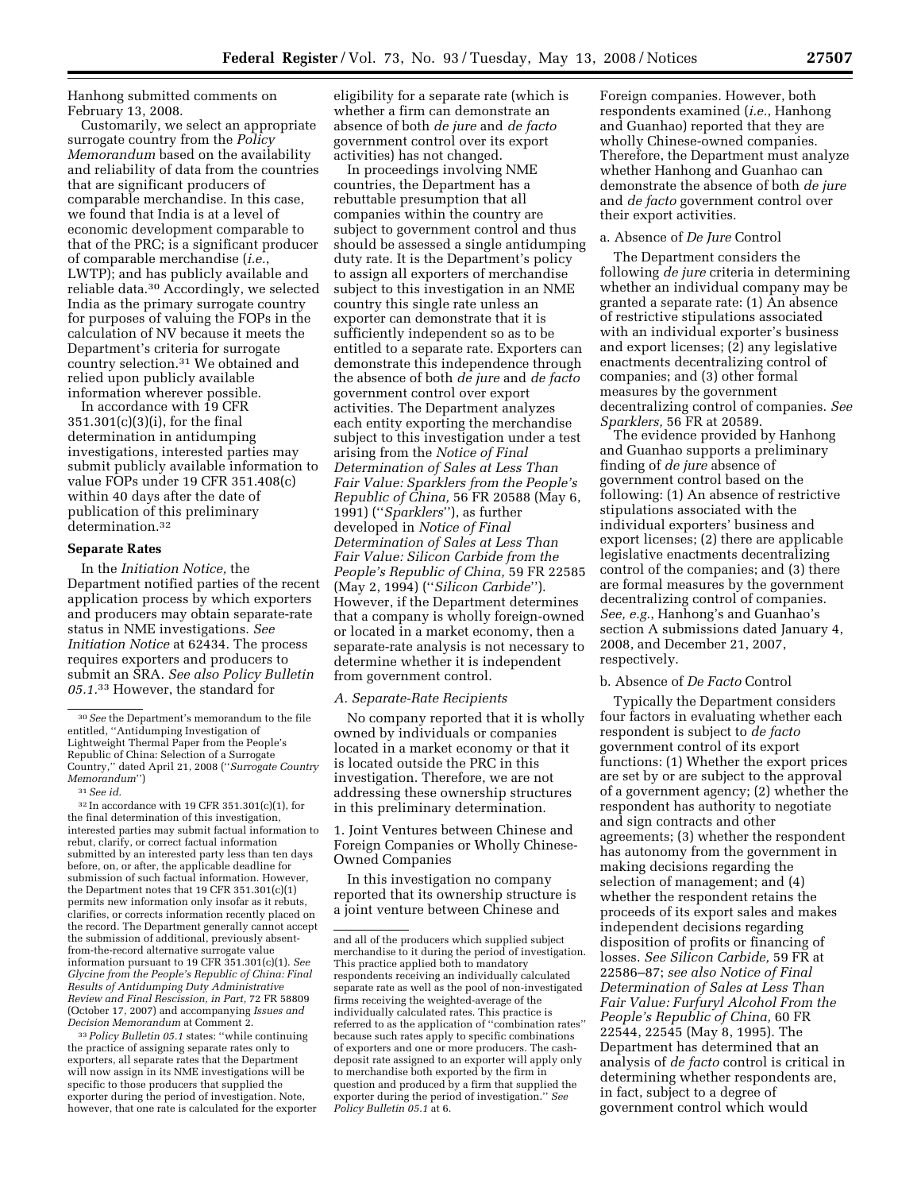Hanhong submitted comments on February 13, 2008.

Customarily, we select an appropriate surrogate country from the *Policy Memorandum* based on the availability and reliability of data from the countries that are significant producers of comparable merchandise. In this case, we found that India is at a level of economic development comparable to that of the PRC; is a significant producer of comparable merchandise (*i.e.*, LWTP); and has publicly available and reliable data.[30] Accordingly, we selected India as the primary surrogate country for purposes of valuing the FOPs in the calculation of NV because it meets the Department's criteria for surrogate country selection.[31] We obtained and relied upon publicly available information wherever possible.

In accordance with 19 CFR 351.301(c)(3)(i), for the final determination in antidumping investigations, interested parties may submit publicly available information to value FOPs under 19 CFR 351.408(c) within 40 days after the date of publication of this preliminary determination.[32]

## Separate Rates

In the *Initiation Notice,* the Department notified parties of the recent application process by which exporters and producers may obtain separate-rate status in NME investigations. *See Initiation Notice* at 62434. The process requires exporters and producers to submit an SRA. *See also Policy Bulletin 05.1.*[33] However, the standard for eligibility for a separate rate (which is whether a firm can demonstrate an absence of both *de jure* and *de facto* government control over its export activities) has not changed.

In proceedings involving NME countries, the Department has a rebuttable presumption that all companies within the country are subject to government control and thus should be assessed a single antidumping duty rate. It is the Department's policy to assign all exporters of merchandise subject to this investigation in an NME country this single rate unless an exporter can demonstrate that it is sufficiently independent so as to be entitled to a separate rate. Exporters can demonstrate this independence through the absence of both *de jure* and *de facto* government control over export activities. The Department analyzes each entity exporting the merchandise subject to this investigation under a test arising from the *Notice of Final Determination of Sales at Less Than Fair Value: Sparklers from the People's Republic of China,* 56 FR 20588 (May 6, 1991) (''*Sparklers*''), as further developed in *Notice of Final Determination of Sales at Less Than Fair Value: Silicon Carbide from the People's Republic of China,* 59 FR 22585 (May 2, 1994) (''*Silicon Carbide*''). However, if the Department determines that a company is wholly foreign-owned or located in a market economy, then a separate-rate analysis is not necessary to determine whether it is independent from government control.

### *A. Separate-Rate Recipients*

No company reported that it is wholly owned by individuals or companies located in a market economy or that it is located outside the PRC in this investigation. Therefore, we are not addressing these ownership structures in this preliminary determination.

#### 1. Joint Ventures between Chinese and Foreign Companies or Wholly Chinese-Owned Companies

In this investigation no company reported that its ownership structure is a joint venture between Chinese and Foreign companies. However, both respondents examined (*i.e.*, Hanhong and Guanhao) reported that they are wholly Chinese-owned companies. Therefore, the Department must analyze whether Hanhong and Guanhao can demonstrate the absence of both *de jure* and *de facto* government control over their export activities.

a. Absence of *De Jure* Control

The Department considers the following *de jure* criteria in determining whether an individual company may be granted a separate rate: (1) An absence of restrictive stipulations associated with an individual exporter's business and export licenses; (2) any legislative enactments decentralizing control of companies; and (3) other formal measures by the government decentralizing control of companies. *See Sparklers,* 56 FR at 20589.

The evidence provided by Hanhong and Guanhao supports a preliminary finding of *de jure* absence of government control based on the following: (1) An absence of restrictive stipulations associated with the individual exporters' business and export licenses; (2) there are applicable legislative enactments decentralizing control of the companies; and (3) there are formal measures by the government decentralizing control of companies. *See, e.g.*, Hanhong's and Guanhao's section A submissions dated January 4, 2008, and December 21, 2007, respectively.

b. Absence of *De Facto* Control

Typically the Department considers four factors in evaluating whether each respondent is subject to *de facto* government control of its export functions: (1) Whether the export prices are set by or are subject to the approval of a government agency; (2) whether the respondent has authority to negotiate and sign contracts and other agreements; (3) whether the respondent has autonomy from the government in making decisions regarding the selection of management; and (4) whether the respondent retains the proceeds of its export sales and makes independent decisions regarding disposition of profits or financing of losses. *See Silicon Carbide,* 59 FR at 22586–87; *see also Notice of Final Determination of Sales at Less Than Fair Value: Furfuryl Alcohol From the People's Republic of China,* 60 FR 22544, 22545 (May 8, 1995). The Department has determined that an analysis of *de facto* control is critical in determining whether respondents are, in fact, subject to a degree of government control which would

---

[30] *See* the Department's memorandum to the file entitled, ''Antidumping Investigation of Lightweight Thermal Paper from the People's Republic of China: Selection of a Surrogate Country,'' dated April 21, 2008 (''*Surrogate Country Memorandum*'')

[31] *See id.*

[32] In accordance with 19 CFR 351.301(c)(1), for the final determination of this investigation, interested parties may submit factual information to rebut, clarify, or correct factual information submitted by an interested party less than ten days before, on, or after, the applicable deadline for submission of such factual information. However, the Department notes that 19 CFR 351.301(c)(1) permits new information only insofar as it rebuts, clarifies, or corrects information recently placed on the record. The Department generally cannot accept the submission of additional, previously absent-from-the-record alternative surrogate value information pursuant to 19 CFR 351.301(c)(1). *See Glycine from the People's Republic of China: Final Results of Antidumping Duty Administrative Review and Final Rescission, in Part,* 72 FR 58809 (October 17, 2007) and accompanying *Issues and Decision Memorandum* at Comment 2.

[33] *Policy Bulletin 05.1* states: ''while continuing the practice of assigning separate rates only to exporters, all separate rates that the Department will now assign in its NME investigations will be specific to those producers that supplied the exporter during the period of investigation. Note, however, that one rate is calculated for the exporter and all of the producers which supplied subject merchandise to it during the period of investigation. This practice applied both to mandatory respondents receiving an individually calculated separate rate as well as the pool of non-investigated firms receiving the weighted-average of the individually calculated rates. This practice is referred to as the application of ''combination rates'' because such rates apply to specific combinations of exporters and one or more producers. The cash-deposit rate assigned to an exporter will apply only to merchandise both exported by the firm in question and produced by a firm that supplied the exporter during the period of investigation.'' *See Policy Bulletin 05.1* at 6.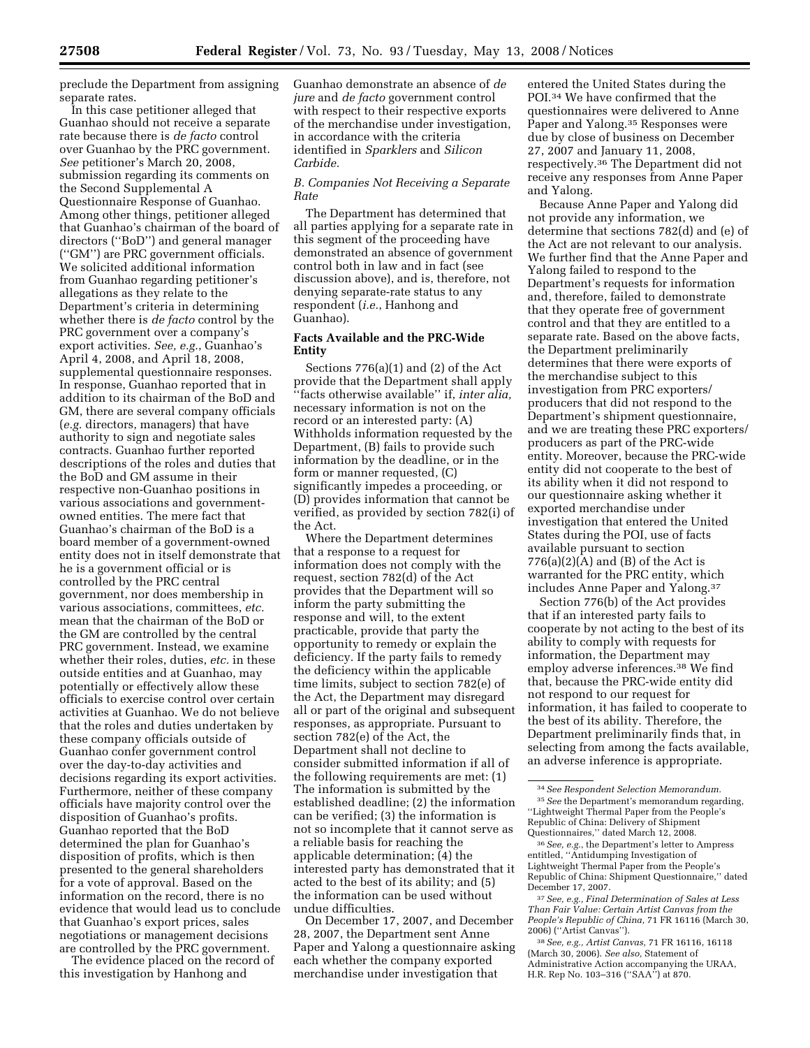preclude the Department from assigning separate rates.

In this case petitioner alleged that Guanhao should not receive a separate rate because there is *de facto* control over Guanhao by the PRC government. *See* petitioner's March 20, 2008, submission regarding its comments on the Second Supplemental A Questionnaire Response of Guanhao. Among other things, petitioner alleged that Guanhao's chairman of the board of directors (''BoD'') and general manager (''GM'') are PRC government officials. We solicited additional information from Guanhao regarding petitioner's allegations as they relate to the Department's criteria in determining whether there is *de facto* control by the PRC government over a company's export activities. *See, e.g.*, Guanhao's April 4, 2008, and April 18, 2008, supplemental questionnaire responses. In response, Guanhao reported that in addition to its chairman of the BoD and GM, there are several company officials (*e.g.* directors, managers) that have authority to sign and negotiate sales contracts. Guanhao further reported descriptions of the roles and duties that the BoD and GM assume in their respective non-Guanhao positions in various associations and government-owned entities. The mere fact that Guanhao's chairman of the BoD is a board member of a government-owned entity does not in itself demonstrate that he is a government official or is controlled by the PRC central government, nor does membership in various associations, committees, *etc.* mean that the chairman of the BoD or the GM are controlled by the central PRC government. Instead, we examine whether their roles, duties, *etc.* in these outside entities and at Guanhao, may potentially or effectively allow these officials to exercise control over certain activities at Guanhao. We do not believe that the roles and duties undertaken by these company officials outside of Guanhao confer government control over the day-to-day activities and decisions regarding its export activities. Furthermore, neither of these company officials have majority control over the disposition of Guanhao's profits. Guanhao reported that the BoD determined the plan for Guanhao's disposition of profits, which is then presented to the general shareholders for a vote of approval. Based on the information on the record, there is no evidence that would lead us to conclude that Guanhao's export prices, sales negotiations or management decisions are controlled by the PRC government.

The evidence placed on the record of this investigation by Hanhong and Guanhao demonstrate an absence of *de jure* and *de facto* government control with respect to their respective exports of the merchandise under investigation, in accordance with the criteria identified in *Sparklers* and *Silicon Carbide.*

### B. Companies Not Receiving a Separate Rate

The Department has determined that all parties applying for a separate rate in this segment of the proceeding have demonstrated an absence of government control both in law and in fact (see discussion above), and is, therefore, not denying separate-rate status to any respondent (*i.e.*, Hanhong and Guanhao).

## Facts Available and the PRC-Wide Entity

Sections 776(a)(1) and (2) of the Act provide that the Department shall apply ''facts otherwise available'' if, *inter alia,* necessary information is not on the record or an interested party: (A) Withholds information requested by the Department, (B) fails to provide such information by the deadline, or in the form or manner requested, (C) significantly impedes a proceeding, or (D) provides information that cannot be verified, as provided by section 782(i) of the Act.

Where the Department determines that a response to a request for information does not comply with the request, section 782(d) of the Act provides that the Department will so inform the party submitting the response and will, to the extent practicable, provide that party the opportunity to remedy or explain the deficiency. If the party fails to remedy the deficiency within the applicable time limits, subject to section 782(e) of the Act, the Department may disregard all or part of the original and subsequent responses, as appropriate. Pursuant to section 782(e) of the Act, the Department shall not decline to consider submitted information if all of the following requirements are met: (1) The information is submitted by the established deadline; (2) the information can be verified; (3) the information is not so incomplete that it cannot serve as a reliable basis for reaching the applicable determination; (4) the interested party has demonstrated that it acted to the best of its ability; and (5) the information can be used without undue difficulties.

On December 17, 2007, and December 28, 2007, the Department sent Anne Paper and Yalong a questionnaire asking each whether the company exported merchandise under investigation that entered the United States during the POI.[34] We have confirmed that the questionnaires were delivered to Anne Paper and Yalong.[35] Responses were due by close of business on December 27, 2007 and January 11, 2008, respectively.[36] The Department did not receive any responses from Anne Paper and Yalong.

Because Anne Paper and Yalong did not provide any information, we determine that sections 782(d) and (e) of the Act are not relevant to our analysis. We further find that the Anne Paper and Yalong failed to respond to the Department's requests for information and, therefore, failed to demonstrate that they operate free of government control and that they are entitled to a separate rate. Based on the above facts, the Department preliminarily determines that there were exports of the merchandise subject to this investigation from PRC exporters/producers that did not respond to the Department's shipment questionnaire, and we are treating these PRC exporters/producers as part of the PRC-wide entity. Moreover, because the PRC-wide entity did not cooperate to the best of its ability when it did not respond to our questionnaire asking whether it exported merchandise under investigation that entered the United States during the POI, use of facts available pursuant to section 776(a)(2)(A) and (B) of the Act is warranted for the PRC entity, which includes Anne Paper and Yalong.[37]

Section 776(b) of the Act provides that if an interested party fails to cooperate by not acting to the best of its ability to comply with requests for information, the Department may employ adverse inferences.[38] We find that, because the PRC-wide entity did not respond to our request for information, it has failed to cooperate to the best of its ability. Therefore, the Department preliminarily finds that, in selecting from among the facts available, an adverse inference is appropriate.

---

[34] *See Respondent Selection Memorandum.*

[35] *See* the Department's memorandum regarding, ''Lightweight Thermal Paper from the People's Republic of China: Delivery of Shipment Questionnaires,'' dated March 12, 2008.

[36] *See, e.g.*, the Department's letter to Ampress entitled, ''Antidumping Investigation of Lightweight Thermal Paper from the People's Republic of China: Shipment Questionnaire,'' dated December 17, 2007.

[37] *See, e.g., Final Determination of Sales at Less Than Fair Value: Certain Artist Canvas from the People's Republic of China,* 71 FR 16116 (March 30, 2006) (''Artist Canvas'').

[38] *See, e.g., Artist Canvas,* 71 FR 16116, 16118 (March 30, 2006). *See also,* Statement of Administrative Action accompanying the URAA, H.R. Rep No. 103–316 (''SAA'') at 870.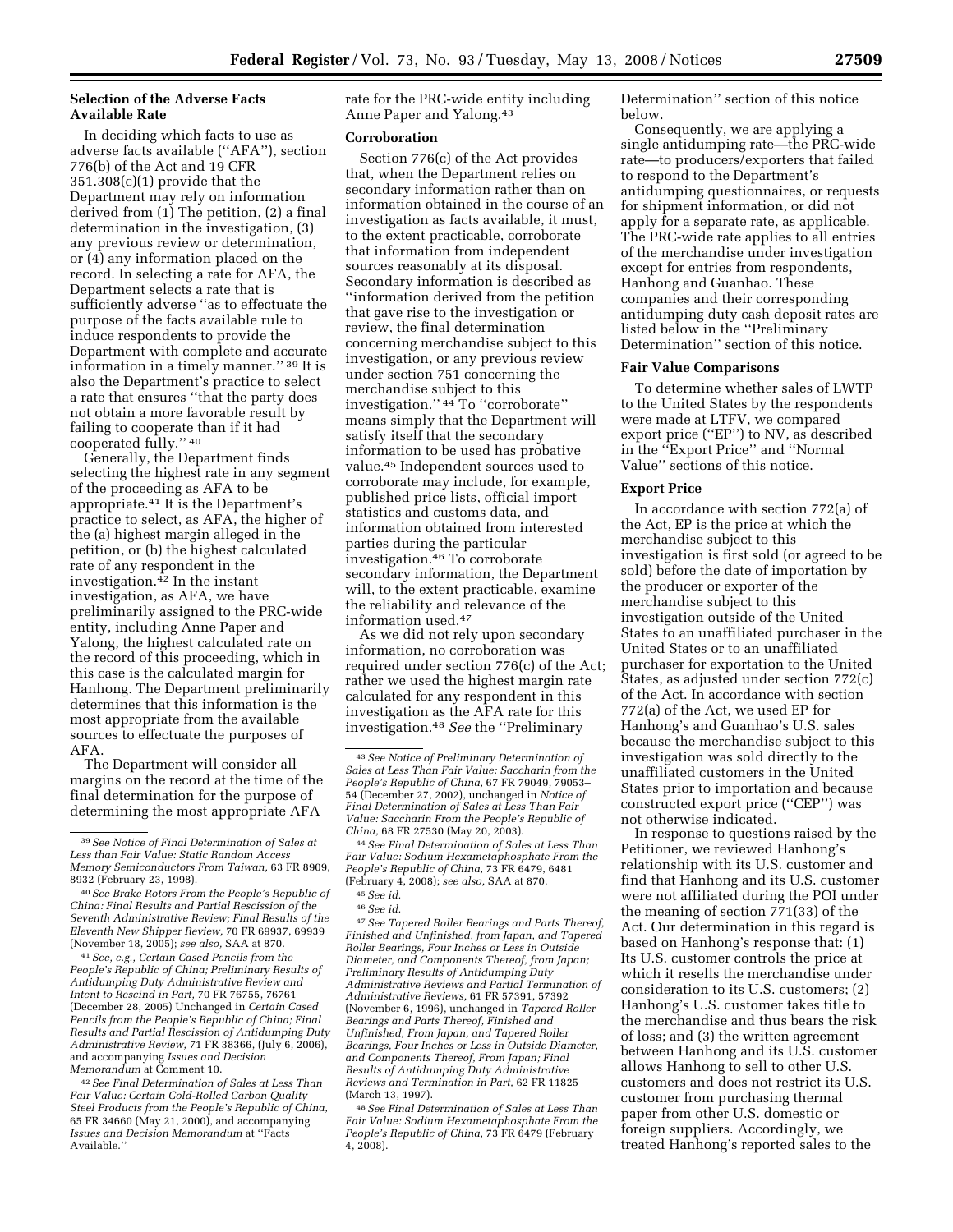### Selection of the Adverse Facts Available Rate

In deciding which facts to use as adverse facts available (''AFA''), section 776(b) of the Act and 19 CFR 351.308(c)(1) provide that the Department may rely on information derived from (1) The petition, (2) a final determination in the investigation, (3) any previous review or determination, or (4) any information placed on the record. In selecting a rate for AFA, the Department selects a rate that is sufficiently adverse ''as to effectuate the purpose of the facts available rule to induce respondents to provide the Department with complete and accurate information in a timely manner.'' [39] It is also the Department's practice to select a rate that ensures ''that the party does not obtain a more favorable result by failing to cooperate than if it had cooperated fully.'' [40]

Generally, the Department finds selecting the highest rate in any segment of the proceeding as AFA to be appropriate.[41] It is the Department's practice to select, as AFA, the higher of the (a) highest margin alleged in the petition, or (b) the highest calculated rate of any respondent in the investigation.[42] In the instant investigation, as AFA, we have preliminarily assigned to the PRC-wide entity, including Anne Paper and Yalong, the highest calculated rate on the record of this proceeding, which in this case is the calculated margin for Hanhong. The Department preliminarily determines that this information is the most appropriate from the available sources to effectuate the purposes of AFA.

The Department will consider all margins on the record at the time of the final determination for the purpose of determining the most appropriate AFA rate for the PRC-wide entity including Anne Paper and Yalong.[43]

### Corroboration

Section 776(c) of the Act provides that, when the Department relies on secondary information rather than on information obtained in the course of an investigation as facts available, it must, to the extent practicable, corroborate that information from independent sources reasonably at its disposal. Secondary information is described as ''information derived from the petition that gave rise to the investigation or review, the final determination concerning merchandise subject to this investigation, or any previous review under section 751 concerning the merchandise subject to this investigation.'' [44] To ''corroborate'' means simply that the Department will satisfy itself that the secondary information to be used has probative value.[45] Independent sources used to corroborate may include, for example, published price lists, official import statistics and customs data, and information obtained from interested parties during the particular investigation.[46] To corroborate secondary information, the Department will, to the extent practicable, examine the reliability and relevance of the information used.[47]

As we did not rely upon secondary information, no corroboration was required under section 776(c) of the Act; rather we used the highest margin rate calculated for any respondent in this investigation as the AFA rate for this investigation.[48] *See* the ''Preliminary Determination'' section of this notice below.

Consequently, we are applying a single antidumping rate—the PRC-wide rate—to producers/exporters that failed to respond to the Department's antidumping questionnaires, or requests for shipment information, or did not apply for a separate rate, as applicable. The PRC-wide rate applies to all entries of the merchandise under investigation except for entries from respondents, Hanhong and Guanhao. These companies and their corresponding antidumping duty cash deposit rates are listed below in the ''Preliminary Determination'' section of this notice.

### Fair Value Comparisons

To determine whether sales of LWTP to the United States by the respondents were made at LTFV, we compared export price (''EP'') to NV, as described in the ''Export Price'' and ''Normal Value'' sections of this notice.

### Export Price

In accordance with section 772(a) of the Act, EP is the price at which the merchandise subject to this investigation is first sold (or agreed to be sold) before the date of importation by the producer or exporter of the merchandise subject to this investigation outside of the United States to an unaffiliated purchaser in the United States or to an unaffiliated purchaser for exportation to the United States, as adjusted under section 772(c) of the Act. In accordance with section 772(a) of the Act, we used EP for Hanhong's and Guanhao's U.S. sales because the merchandise subject to this investigation was sold directly to the unaffiliated customers in the United States prior to importation and because constructed export price (''CEP'') was not otherwise indicated.

In response to questions raised by the Petitioner, we reviewed Hanhong's relationship with its U.S. customer and find that Hanhong and its U.S. customer were not affiliated during the POI under the meaning of section 771(33) of the Act. Our determination in this regard is based on Hanhong's response that: (1) Its U.S. customer controls the price at which it resells the merchandise under consideration to its U.S. customers; (2) Hanhong's U.S. customer takes title to the merchandise and thus bears the risk of loss; and (3) the written agreement between Hanhong and its U.S. customer allows Hanhong to sell to other U.S. customers and does not restrict its U.S. customer from purchasing thermal paper from other U.S. domestic or foreign suppliers. Accordingly, we treated Hanhong's reported sales to the

---

[39] *See Notice of Final Determination of Sales at Less than Fair Value: Static Random Access Memory Semiconductors From Taiwan,* 63 FR 8909, 8932 (February 23, 1998).

[40] *See Brake Rotors From the People's Republic of China: Final Results and Partial Rescission of the Seventh Administrative Review; Final Results of the Eleventh New Shipper Review,* 70 FR 69937, 69939 (November 18, 2005); *see also,* SAA at 870.

[41] *See, e.g., Certain Cased Pencils from the People's Republic of China; Preliminary Results of Antidumping Duty Administrative Review and Intent to Rescind in Part,* 70 FR 76755, 76761 (December 28, 2005) Unchanged in *Certain Cased Pencils from the People's Republic of China; Final Results and Partial Rescission of Antidumping Duty Administrative Review,* 71 FR 38366, (July 6, 2006), and accompanying *Issues and Decision Memorandum* at Comment 10.

[42] *See Final Determination of Sales at Less Than Fair Value: Certain Cold-Rolled Carbon Quality Steel Products from the People's Republic of China,* 65 FR 34660 (May 21, 2000), and accompanying *Issues and Decision Memorandum* at ''Facts Available.''

[43] *See Notice of Preliminary Determination of Sales at Less Than Fair Value: Saccharin from the People's Republic of China,* 67 FR 79049, 79053–54 (December 27, 2002), unchanged in *Notice of Final Determination of Sales at Less Than Fair Value: Saccharin From the People's Republic of China,* 68 FR 27530 (May 20, 2003).

[44] *See Final Determination of Sales at Less Than Fair Value: Sodium Hexametaphosphate From the People's Republic of China,* 73 FR 6479, 6481 (February 4, 2008); *see also,* SAA at 870.

[45] *See id.*

[46] *See id.*

[47] *See Tapered Roller Bearings and Parts Thereof, Finished and Unfinished, from Japan, and Tapered Roller Bearings, Four Inches or Less in Outside Diameter, and Components Thereof, from Japan; Preliminary Results of Antidumping Duty Administrative Reviews and Partial Termination of Administrative Reviews,* 61 FR 57391, 57392 (November 6, 1996), unchanged in *Tapered Roller Bearings and Parts Thereof, Finished and Unfinished, From Japan, and Tapered Roller Bearings, Four Inches or Less in Outside Diameter, and Components Thereof, From Japan; Final Results of Antidumping Duty Administrative Reviews and Termination in Part,* 62 FR 11825 (March 13, 1997).

[48] *See Final Determination of Sales at Less Than Fair Value: Sodium Hexametaphosphate From the People's Republic of China,* 73 FR 6479 (February 4, 2008).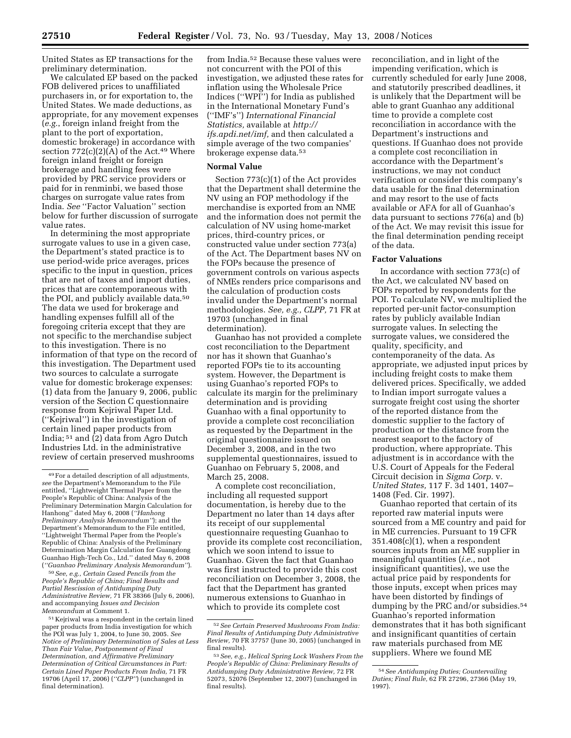United States as EP transactions for the preliminary determination.

We calculated EP based on the packed FOB delivered prices to unaffiliated purchasers in, or for exportation to, the United States. We made deductions, as appropriate, for any movement expenses (*e.g.*, foreign inland freight from the plant to the port of exportation, domestic brokerage) in accordance with section 772(c)(2)(A) of the Act.[49] Where foreign inland freight or foreign brokerage and handling fees were provided by PRC service providers or paid for in renminbi, we based those charges on surrogate value rates from India. *See* "Factor Valuation" section below for further discussion of surrogate value rates.

In determining the most appropriate surrogate values to use in a given case, the Department's stated practice is to use period-wide price averages, prices specific to the input in question, prices that are net of taxes and import duties, prices that are contemporaneous with the POI, and publicly available data.[50] The data we used for brokerage and handling expenses fulfill all of the foregoing criteria except that they are not specific to the merchandise subject to this investigation. There is no information of that type on the record of this investigation. The Department used two sources to calculate a surrogate value for domestic brokerage expenses: (1) data from the January 9, 2006, public version of the Section C questionnaire response from Kejriwal Paper Ltd. ("Kejriwal") in the investigation of certain lined paper products from India;[51] and (2) data from Agro Dutch Industries Ltd. in the administrative review of certain preserved mushrooms from India.[52] Because these values were not concurrent with the POI of this investigation, we adjusted these rates for inflation using the Wholesale Price Indices ("WPI") for India as published in the International Monetary Fund's ("IMF's") *International Financial Statistics,* available at *http://ifs.apdi.net/imf,* and then calculated a simple average of the two companies' brokerage expense data.[53]

## Normal Value

Section 773(c)(1) of the Act provides that the Department shall determine the NV using an FOP methodology if the merchandise is exported from an NME and the information does not permit the calculation of NV using home-market prices, third-country prices, or constructed value under section 773(a) of the Act. The Department bases NV on the FOPs because the presence of government controls on various aspects of NMEs renders price comparisons and the calculation of production costs invalid under the Department's normal methodologies. *See, e.g., CLPP,* 71 FR at 19703 (unchanged in final determination).

Guanhao has not provided a complete cost reconciliation to the Department nor has it shown that Guanhao's reported FOPs tie to its accounting system. However, the Department is using Guanhao's reported FOPs to calculate its margin for the preliminary determination and is providing Guanhao with a final opportunity to provide a complete cost reconciliation as requested by the Department in the original questionnaire issued on December 3, 2008, and in the two supplemental questionnaires, issued to Guanhao on February 5, 2008, and March 25, 2008.

A complete cost reconciliation, including all requested support documentation, is hereby due to the Department no later than 14 days after its receipt of our supplemental questionnaire requesting Guanhao to provide its complete cost reconciliation, which we soon intend to issue to Guanhao. Given the fact that Guanhao was first instructed to provide this cost reconciliation on December 3, 2008, the fact that the Department has granted numerous extensions to Guanhao in which to provide its complete cost reconciliation, and in light of the impending verification, which is currently scheduled for early June 2008, and statutorily prescribed deadlines, it is unlikely that the Department will be able to grant Guanhao any additional time to provide a complete cost reconciliation in accordance with the Department's instructions and questions. If Guanhao does not provide a complete cost reconciliation in accordance with the Department's instructions, we may not conduct verification or consider this company's data usable for the final determination and may resort to the use of facts available or AFA for all of Guanhao's data pursuant to sections 776(a) and (b) of the Act. We may revisit this issue for the final determination pending receipt of the data.

## Factor Valuations

In accordance with section 773(c) of the Act, we calculated NV based on FOPs reported by respondents for the POI. To calculate NV, we multiplied the reported per-unit factor-consumption rates by publicly available Indian surrogate values. In selecting the surrogate values, we considered the quality, specificity, and contemporaneity of the data. As appropriate, we adjusted input prices by including freight costs to make them delivered prices. Specifically, we added to Indian import surrogate values a surrogate freight cost using the shorter of the reported distance from the domestic supplier to the factory of production or the distance from the nearest seaport to the factory of production, where appropriate. This adjustment is in accordance with the U.S. Court of Appeals for the Federal Circuit decision in *Sigma Corp.* v. *United States,* 117 F. 3d 1401, 1407–1408 (Fed. Cir. 1997).

Guanhao reported that certain of its reported raw material inputs were sourced from a ME country and paid for in ME currencies. Pursuant to 19 CFR 351.408(c)(1), when a respondent sources inputs from an ME supplier in meaningful quantities (*i.e.*, not insignificant quantities), we use the actual price paid by respondents for those inputs, except when prices may have been distorted by findings of dumping by the PRC and/or subsidies.[54] Guanhao's reported information demonstrates that it has both significant and insignificant quantities of certain raw materials purchased from ME suppliers. Where we found ME

---

[49] For a detailed description of all adjustments, *see* the Department's Memorandum to the File entitled, "Lightweight Thermal Paper from the People's Republic of China: Analysis of the Preliminary Determination Margin Calculation for Hanhong" dated May 6, 2008 (*"Hanhong Preliminary Analysis Memorandum"*); and the Department's Memorandum to the File entitled, "Lightweight Thermal Paper from the People's Republic of China: Analysis of the Preliminary Determination Margin Calculation for Guangdong Guanhao High-Tech Co., Ltd." dated May 6, 2008 (*"Guanhao Preliminary Analysis Memorandum"*).

[50] *See, e.g., Certain Cased Pencils from the People's Republic of China; Final Results and Partial Rescission of Antidumping Duty Administrative Review,* 71 FR 38366 (July 6, 2006), and accompanying *Issues and Decision Memorandum* at Comment 1.

[51] Kejriwal was a respondent in the certain lined paper products from India investigation for which the POI was July 1, 2004, to June 30, 2005. *See Notice of Preliminary Determination of Sales at Less Than Fair Value, Postponement of Final Determination, and Affirmative Preliminary Determination of Critical Circumstances in Part: Certain Lined Paper Products From India,* 71 FR 19706 (April 17, 2006) (*"CLPP"*) (unchanged in final determination).

[52] *See Certain Preserved Mushrooms From India: Final Results of Antidumping Duty Administrative Review,* 70 FR 37757 (June 30, 2005) (unchanged in final results).

[53] *See, e.g., Helical Spring Lock Washers From the People's Republic of China: Preliminary Results of Antidumping Duty Administrative Review,* 72 FR 52073, 52076 (September 12, 2007) (unchanged in final results).

[54] *See Antidumping Duties; Countervailing Duties; Final Rule,* 62 FR 27296, 27366 (May 19, 1997).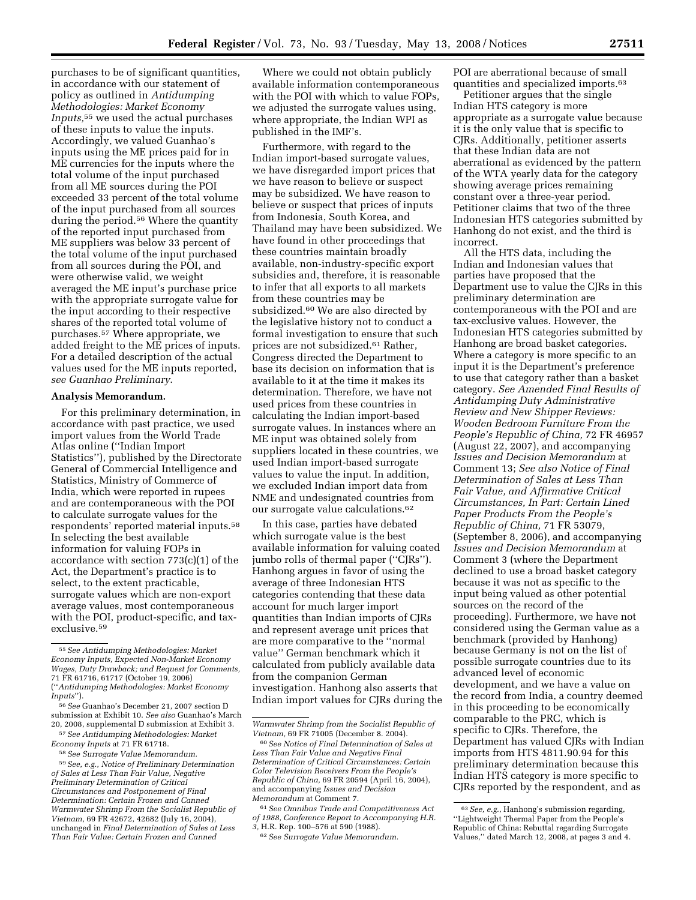purchases to be of significant quantities, in accordance with our statement of policy as outlined in *Antidumping Methodologies: Market Economy Inputs*,[55] we used the actual purchases of these inputs to value the inputs. Accordingly, we valued Guanhao's inputs using the ME prices paid for in ME currencies for the inputs where the total volume of the input purchased from all ME sources during the POI exceeded 33 percent of the total volume of the input purchased from all sources during the period.[56] Where the quantity of the reported input purchased from ME suppliers was below 33 percent of the total volume of the input purchased from all sources during the POI, and were otherwise valid, we weight averaged the ME input's purchase price with the appropriate surrogate value for the input according to their respective shares of the reported total volume of purchases.[57] Where appropriate, we added freight to the ME prices of inputs. For a detailed description of the actual values used for the ME inputs reported, *see Guanhao Preliminary*.

**Analysis Memorandum.**

For this preliminary determination, in accordance with past practice, we used import values from the World Trade Atlas online (''Indian Import Statistics''), published by the Directorate General of Commercial Intelligence and Statistics, Ministry of Commerce of India, which were reported in rupees and are contemporaneous with the POI to calculate surrogate values for the respondents' reported material inputs.[58] In selecting the best available information for valuing FOPs in accordance with section 773(c)(1) of the Act, the Department's practice is to select, to the extent practicable, surrogate values which are non-export average values, most contemporaneous with the POI, product-specific, and tax-exclusive.[59]

Where we could not obtain publicly available information contemporaneous with the POI with which to value FOPs, we adjusted the surrogate values using, where appropriate, the Indian WPI as published in the IMF's.

Furthermore, with regard to the Indian import-based surrogate values, we have disregarded import prices that we have reason to believe or suspect may be subsidized. We have reason to believe or suspect that prices of inputs from Indonesia, South Korea, and Thailand may have been subsidized. We have found in other proceedings that these countries maintain broadly available, non-industry-specific export subsidies and, therefore, it is reasonable to infer that all exports to all markets from these countries may be subsidized.[60] We are also directed by the legislative history not to conduct a formal investigation to ensure that such prices are not subsidized.[61] Rather, Congress directed the Department to base its decision on information that is available to it at the time it makes its determination. Therefore, we have not used prices from these countries in calculating the Indian import-based surrogate values. In instances where an ME input was obtained solely from suppliers located in these countries, we used Indian import-based surrogate values to value the input. In addition, we excluded Indian import data from NME and undesignated countries from our surrogate value calculations.[62]

In this case, parties have debated which surrogate value is the best available information for valuing coated jumbo rolls of thermal paper (''CJRs''). Hanhong argues in favor of using the average of three Indonesian HTS categories contending that these data account for much larger import quantities than Indian imports of CJRs and represent average unit prices that are more comparative to the ''normal value'' German benchmark which it calculated from publicly available data from the companion German investigation. Hanhong also asserts that Indian import values for CJRs during the POI are aberrational because of small quantities and specialized imports.[63]

Petitioner argues that the single Indian HTS category is more appropriate as a surrogate value because it is the only value that is specific to CJRs. Additionally, petitioner asserts that these Indian data are not aberrational as evidenced by the pattern of the WTA yearly data for the category showing average prices remaining constant over a three-year period. Petitioner claims that two of the three Indonesian HTS categories submitted by Hanhong do not exist, and the third is incorrect.

All the HTS data, including the Indian and Indonesian values that parties have proposed that the Department use to value the CJRs in this preliminary determination are contemporaneous with the POI and are tax-exclusive values. However, the Indonesian HTS categories submitted by Hanhong are broad basket categories. Where a category is more specific to an input it is the Department's preference to use that category rather than a basket category. *See Amended Final Results of Antidumping Duty Administrative Review and New Shipper Reviews: Wooden Bedroom Furniture From the People's Republic of China,* 72 FR 46957 (August 22, 2007), and accompanying *Issues and Decision Memorandum* at Comment 13; *See also Notice of Final Determination of Sales at Less Than Fair Value, and Affirmative Critical Circumstances, In Part: Certain Lined Paper Products From the People's Republic of China,* 71 FR 53079, (September 8, 2006), and accompanying *Issues and Decision Memorandum* at Comment 3 (where the Department declined to use a broad basket category because it was not as specific to the input being valued as other potential sources on the record of the proceeding). Furthermore, we have not considered using the German value as a benchmark (provided by Hanhong) because Germany is not on the list of possible surrogate countries due to its advanced level of economic development, and we have a value on the record from India, a country deemed in this proceeding to be economically comparable to the PRC, which is specific to CJRs. Therefore, the Department has valued CJRs with Indian imports from HTS 4811.90.94 for this preliminary determination because this Indian HTS category is more specific to CJRs reported by the respondent, and as

---

[55] *See Antidumping Methodologies: Market Economy Inputs, Expected Non-Market Economy Wages, Duty Drawback; and Request for Comments,* 71 FR 61716, 61717 (October 19, 2006) (''*Antidumping Methodologies: Market Economy Inputs*'').

[56] *See* Guanhao's December 21, 2007 section D submission at Exhibit 10. *See also* Guanhao's March 20, 2008, supplemental D submission at Exhibit 3.

[57] *See Antidumping Methodologies: Market Economy Inputs* at 71 FR 61718.

[58] *See Surrogate Value Memorandum.*

[59] *See, e.g., Notice of Preliminary Determination of Sales at Less Than Fair Value, Negative Preliminary Determination of Critical Circumstances and Postponement of Final Determination: Certain Frozen and Canned Warmwater Shrimp From the Socialist Republic of Vietnam,* 69 FR 42672, 42682 (July 16, 2004), unchanged in *Final Determination of Sales at Less Than Fair Value: Certain Frozen and Canned Warmwater Shrimp from the Socialist Republic of Vietnam,* 69 FR 71005 (December 8. 2004).

[60] *See Notice of Final Determination of Sales at Less Than Fair Value and Negative Final Determination of Critical Circumstances: Certain Color Television Receivers From the People's Republic of China,* 69 FR 20594 (April 16, 2004), and accompanying *Issues and Decision Memorandum* at Comment 7.

[61] *See Omnibus Trade and Competitiveness Act of 1988, Conference Report to Accompanying H.R. 3,* H.R. Rep. 100–576 at 590 (1988).

[62] *See Surrogate Value Memorandum.*

[63] *See, e.g.,* Hanhong's submission regarding, ''Lightweight Thermal Paper from the People's Republic of China: Rebuttal regarding Surrogate Values,'' dated March 12, 2008, at pages 3 and 4.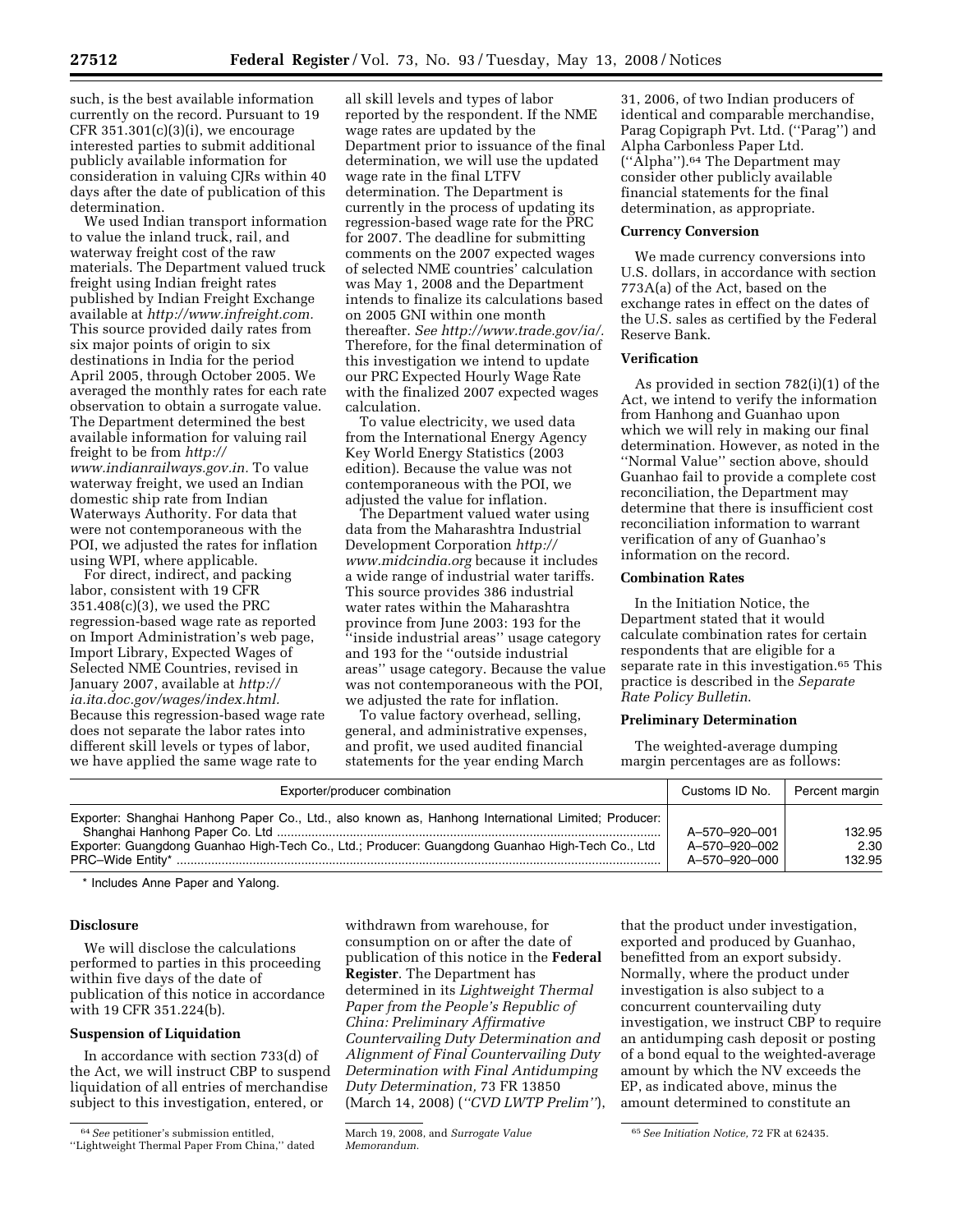such, is the best available information currently on the record. Pursuant to 19 CFR 351.301(c)(3)(i), we encourage interested parties to submit additional publicly available information for consideration in valuing CJRs within 40 days after the date of publication of this determination.

We used Indian transport information to value the inland truck, rail, and waterway freight cost of the raw materials. The Department valued truck freight using Indian freight rates published by Indian Freight Exchange available at *http://www.infreight.com.* This source provided daily rates from six major points of origin to six destinations in India for the period April 2005, through October 2005. We averaged the monthly rates for each rate observation to obtain a surrogate value. The Department determined the best available information for valuing rail freight to be from *http://www.indianrailways.gov.in.* To value waterway freight, we used an Indian domestic ship rate from Indian Waterways Authority. For data that were not contemporaneous with the POI, we adjusted the rates for inflation using WPI, where applicable.

For direct, indirect, and packing labor, consistent with 19 CFR 351.408(c)(3), we used the PRC regression-based wage rate as reported on Import Administration's web page, Import Library, Expected Wages of Selected NME Countries, revised in January 2007, available at *http://ia.ita.doc.gov/wages/index.html.* Because this regression-based wage rate does not separate the labor rates into different skill levels or types of labor, we have applied the same wage rate to all skill levels and types of labor reported by the respondent. If the NME wage rates are updated by the Department prior to issuance of the final determination, we will use the updated wage rate in the final LTFV determination. The Department is currently in the process of updating its regression-based wage rate for the PRC for 2007. The deadline for submitting comments on the 2007 expected wages of selected NME countries' calculation was May 1, 2008 and the Department intends to finalize its calculations based on 2005 GNI within one month thereafter. *See http://www.trade.gov/ia/.* Therefore, for the final determination of this investigation we intend to update our PRC Expected Hourly Wage Rate with the finalized 2007 expected wages calculation.

To value electricity, we used data from the International Energy Agency Key World Energy Statistics (2003 edition). Because the value was not contemporaneous with the POI, we adjusted the value for inflation.

The Department valued water using data from the Maharashtra Industrial Development Corporation *http://www.midcindia.org* because it includes a wide range of industrial water tariffs. This source provides 386 industrial water rates within the Maharashtra province from June 2003: 193 for the "inside industrial areas" usage category and 193 for the "outside industrial areas" usage category. Because the value was not contemporaneous with the POI, we adjusted the rate for inflation.

To value factory overhead, selling, general, and administrative expenses, and profit, we used audited financial statements for the year ending March 31, 2006, of two Indian producers of identical and comparable merchandise, Parag Copigraph Pvt. Ltd. ("Parag") and Alpha Carbonless Paper Ltd. ("Alpha").[64] The Department may consider other publicly available financial statements for the final determination, as appropriate.

## Currency Conversion

We made currency conversions into U.S. dollars, in accordance with section 773A(a) of the Act, based on the exchange rates in effect on the dates of the U.S. sales as certified by the Federal Reserve Bank.

## Verification

As provided in section 782(i)(1) of the Act, we intend to verify the information from Hanhong and Guanhao upon which we will rely in making our final determination. However, as noted in the "Normal Value" section above, should Guanhao fail to provide a complete cost reconciliation, the Department may determine that there is insufficient cost reconciliation information to warrant verification of any of Guanhao's information on the record.

## Combination Rates

In the Initiation Notice, the Department stated that it would calculate combination rates for certain respondents that are eligible for a separate rate in this investigation.[65] This practice is described in the *Separate Rate Policy Bulletin*.

## Preliminary Determination

The weighted-average dumping margin percentages are as follows:

| Exporter/producer combination | Customs ID No. | Percent margin |
|---|---|---|
| Exporter: Shanghai Hanhong Paper Co., Ltd., also known as, Hanhong International Limited; Producer: Shanghai Hanhong Paper Co. Ltd | A–570–920–001 | 132.95 |
| Exporter: Guangdong Guanhao High-Tech Co., Ltd.; Producer: Guangdong Guanhao High-Tech Co., Ltd | A–570–920–002 | 2.30 |
| PRC–Wide Entity* | A–570–920–000 | 132.95 |

\* Includes Anne Paper and Yalong.

## Disclosure

We will disclose the calculations performed to parties in this proceeding within five days of the date of publication of this notice in accordance with 19 CFR 351.224(b).

## Suspension of Liquidation

In accordance with section 733(d) of the Act, we will instruct CBP to suspend liquidation of all entries of merchandise subject to this investigation, entered, or withdrawn from warehouse, for consumption on or after the date of publication of this notice in the **Federal Register**. The Department has determined in its *Lightweight Thermal Paper from the People's Republic of China: Preliminary Affirmative Countervailing Duty Determination and Alignment of Final Countervailing Duty Determination with Final Antidumping Duty Determination,* 73 FR 13850 (March 14, 2008) (*"CVD LWTP Prelim"*), that the product under investigation, exported and produced by Guanhao, benefitted from an export subsidy. Normally, where the product under investigation is also subject to a concurrent countervailing duty investigation, we instruct CBP to require an antidumping cash deposit or posting of a bond equal to the weighted-average amount by which the NV exceeds the EP, as indicated above, minus the amount determined to constitute an

---

[64] *See* petitioner's submission entitled, "Lightweight Thermal Paper From China," dated March 19, 2008, and *Surrogate Value Memorandum.*

[65] *See Initiation Notice,* 72 FR at 62435.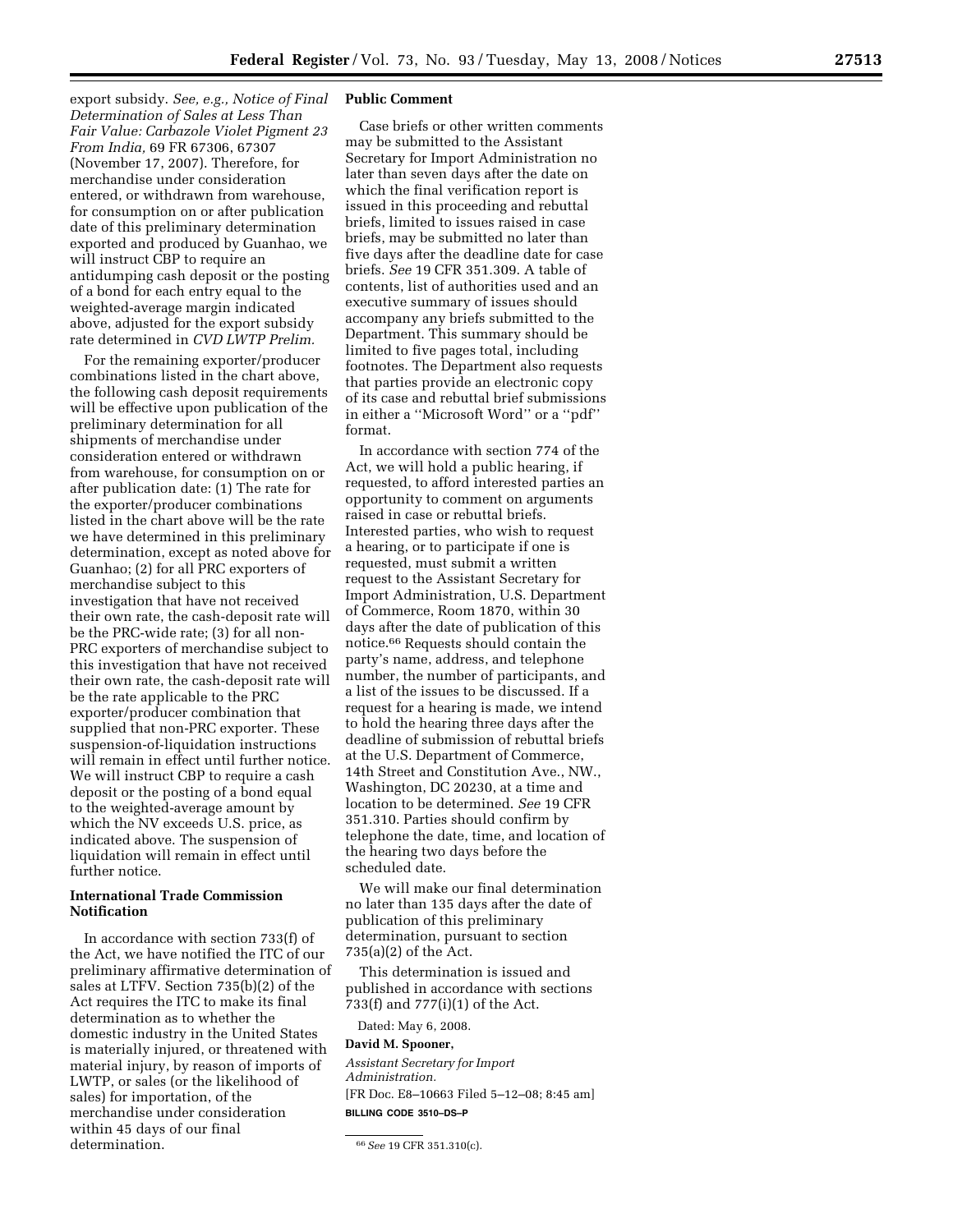export subsidy. *See, e.g., Notice of Final Determination of Sales at Less Than Fair Value: Carbazole Violet Pigment 23 From India,* 69 FR 67306, 67307 (November 17, 2007). Therefore, for merchandise under consideration entered, or withdrawn from warehouse, for consumption on or after publication date of this preliminary determination exported and produced by Guanhao, we will instruct CBP to require an antidumping cash deposit or the posting of a bond for each entry equal to the weighted-average margin indicated above, adjusted for the export subsidy rate determined in *CVD LWTP Prelim.*

For the remaining exporter/producer combinations listed in the chart above, the following cash deposit requirements will be effective upon publication of the preliminary determination for all shipments of merchandise under consideration entered or withdrawn from warehouse, for consumption on or after publication date: (1) The rate for the exporter/producer combinations listed in the chart above will be the rate we have determined in this preliminary determination, except as noted above for Guanhao; (2) for all PRC exporters of merchandise subject to this investigation that have not received their own rate, the cash-deposit rate will be the PRC-wide rate; (3) for all non-PRC exporters of merchandise subject to this investigation that have not received their own rate, the cash-deposit rate will be the rate applicable to the PRC exporter/producer combination that supplied that non-PRC exporter. These suspension-of-liquidation instructions will remain in effect until further notice. We will instruct CBP to require a cash deposit or the posting of a bond equal to the weighted-average amount by which the NV exceeds U.S. price, as indicated above. The suspension of liquidation will remain in effect until further notice.

## International Trade Commission Notification

In accordance with section 733(f) of the Act, we have notified the ITC of our preliminary affirmative determination of sales at LTFV. Section 735(b)(2) of the Act requires the ITC to make its final determination as to whether the domestic industry in the United States is materially injured, or threatened with material injury, by reason of imports of LWTP, or sales (or the likelihood of sales) for importation, of the merchandise under consideration within 45 days of our final determination.

## Public Comment

Case briefs or other written comments may be submitted to the Assistant Secretary for Import Administration no later than seven days after the date on which the final verification report is issued in this proceeding and rebuttal briefs, limited to issues raised in case briefs, may be submitted no later than five days after the deadline date for case briefs. *See* 19 CFR 351.309. A table of contents, list of authorities used and an executive summary of issues should accompany any briefs submitted to the Department. This summary should be limited to five pages total, including footnotes. The Department also requests that parties provide an electronic copy of its case and rebuttal brief submissions in either a ''Microsoft Word'' or a ''pdf'' format.

In accordance with section 774 of the Act, we will hold a public hearing, if requested, to afford interested parties an opportunity to comment on arguments raised in case or rebuttal briefs. Interested parties, who wish to request a hearing, or to participate if one is requested, must submit a written request to the Assistant Secretary for Import Administration, U.S. Department of Commerce, Room 1870, within 30 days after the date of publication of this notice.[66] Requests should contain the party's name, address, and telephone number, the number of participants, and a list of the issues to be discussed. If a request for a hearing is made, we intend to hold the hearing three days after the deadline of submission of rebuttal briefs at the U.S. Department of Commerce, 14th Street and Constitution Ave., NW., Washington, DC 20230, at a time and location to be determined. *See* 19 CFR 351.310. Parties should confirm by telephone the date, time, and location of the hearing two days before the scheduled date.

We will make our final determination no later than 135 days after the date of publication of this preliminary determination, pursuant to section 735(a)(2) of the Act.

This determination is issued and published in accordance with sections 733(f) and 777(i)(1) of the Act.

Dated: May 6, 2008.

**David M. Spooner,**

*Assistant Secretary for Import Administration.*

[FR Doc. E8–10663 Filed 5–12–08; 8:45 am]

**BILLING CODE 3510–DS–P**

[66] *See* 19 CFR 351.310(c).